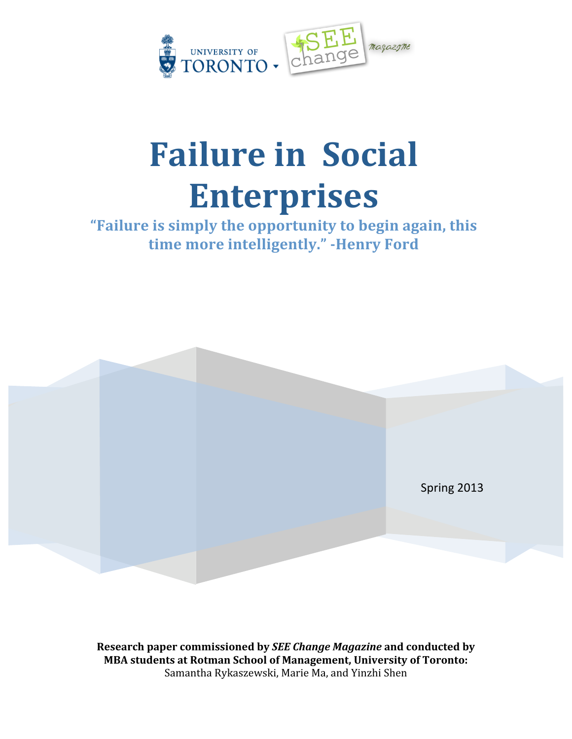# Failure in Social Enterprises

**"Failure is simply the opportunity to begin again, this time more intelligently." -Henry Ford**

Spring 2013

**Research paper commissioned by *SEE Change Magazine* and conducted by MBA students at Rotman School of Management, University of Toronto:**
Samantha Rykaszewski, Marie Ma, and Yinzhi Shen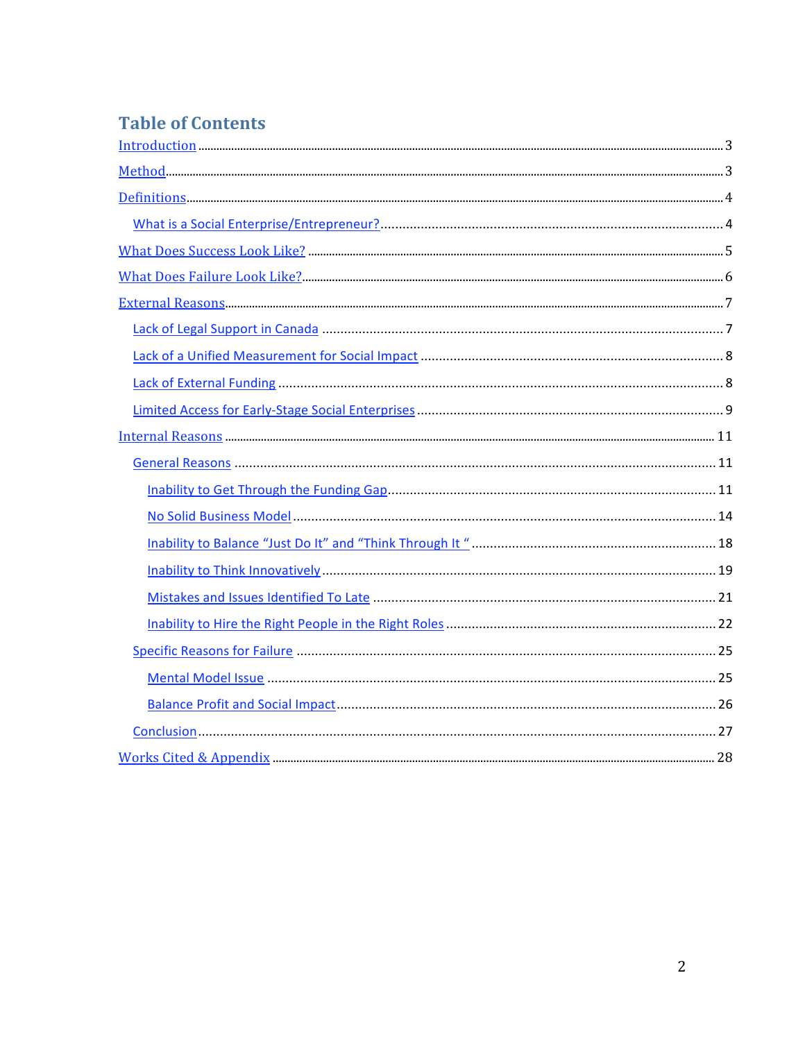# Table of Contents

- Introduction ..... 3
- Method ..... 3
- Definitions ..... 4
  - What is a Social Enterprise/Entrepreneur? ..... 4
- What Does Success Look Like? ..... 5
- What Does Failure Look Like? ..... 6
- External Reasons ..... 7
  - Lack of Legal Support in Canada ..... 7
  - Lack of a Unified Measurement for Social Impact ..... 8
  - Lack of External Funding ..... 8
  - Limited Access for Early-Stage Social Enterprises ..... 9
- Internal Reasons ..... 11
  - General Reasons ..... 11
    - Inability to Get Through the Funding Gap ..... 11
    - No Solid Business Model ..... 14
    - Inability to Balance "Just Do It" and "Think Through It " ..... 18
    - Inability to Think Innovatively ..... 19
    - Mistakes and Issues Identified To Late ..... 21
    - Inability to Hire the Right People in the Right Roles ..... 22
  - Specific Reasons for Failure ..... 25
    - Mental Model Issue ..... 25
    - Balance Profit and Social Impact ..... 26
  - Conclusion ..... 27
- Works Cited & Appendix ..... 28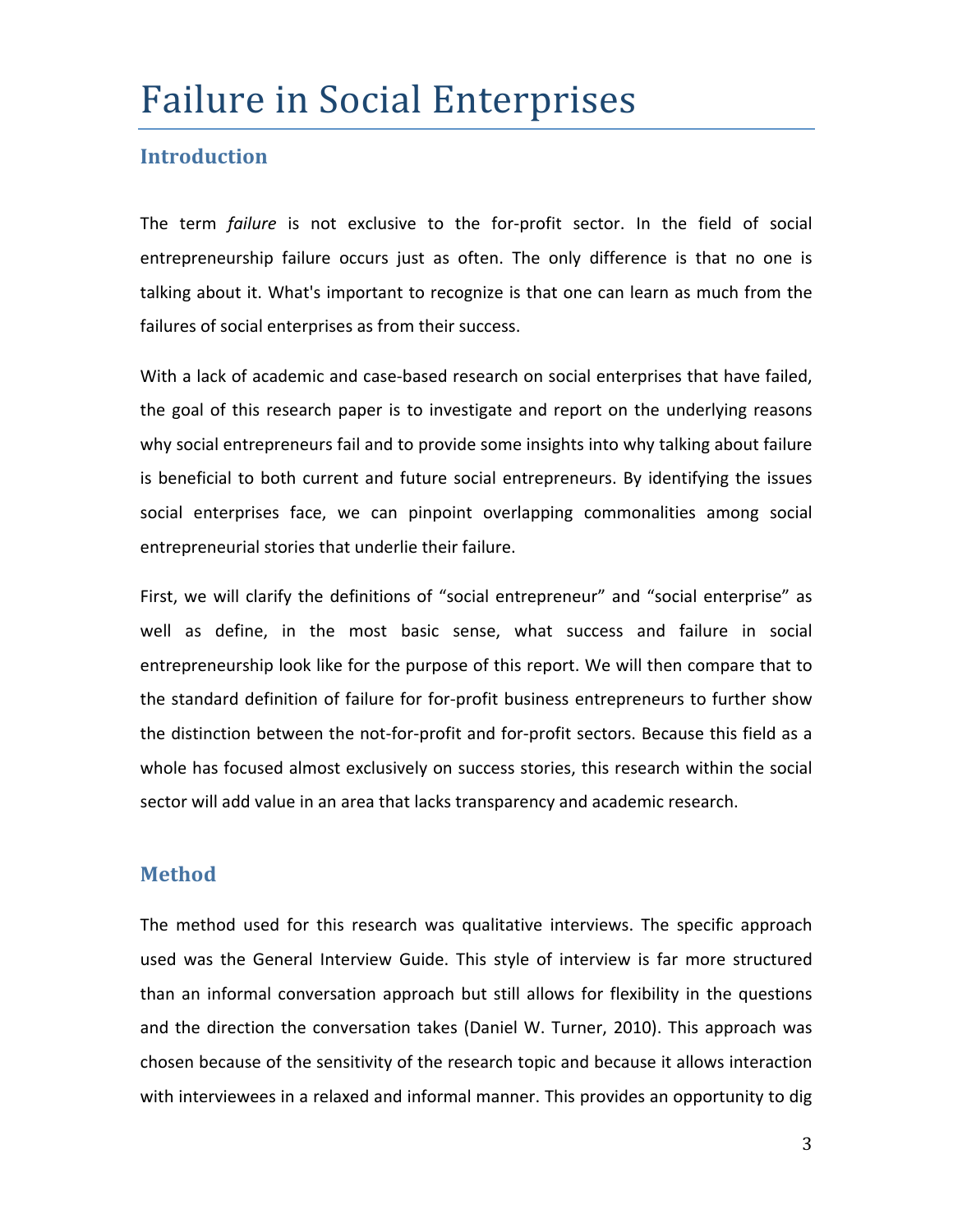# Failure in Social Enterprises

## Introduction

The term *failure* is not exclusive to the for-profit sector. In the field of social entrepreneurship failure occurs just as often. The only difference is that no one is talking about it. What's important to recognize is that one can learn as much from the failures of social enterprises as from their success.

With a lack of academic and case-based research on social enterprises that have failed, the goal of this research paper is to investigate and report on the underlying reasons why social entrepreneurs fail and to provide some insights into why talking about failure is beneficial to both current and future social entrepreneurs. By identifying the issues social enterprises face, we can pinpoint overlapping commonalities among social entrepreneurial stories that underlie their failure.

First, we will clarify the definitions of "social entrepreneur" and "social enterprise" as well as define, in the most basic sense, what success and failure in social entrepreneurship look like for the purpose of this report. We will then compare that to the standard definition of failure for for-profit business entrepreneurs to further show the distinction between the not-for-profit and for-profit sectors. Because this field as a whole has focused almost exclusively on success stories, this research within the social sector will add value in an area that lacks transparency and academic research.

## Method

The method used for this research was qualitative interviews. The specific approach used was the General Interview Guide. This style of interview is far more structured than an informal conversation approach but still allows for flexibility in the questions and the direction the conversation takes (Daniel W. Turner, 2010). This approach was chosen because of the sensitivity of the research topic and because it allows interaction with interviewees in a relaxed and informal manner. This provides an opportunity to dig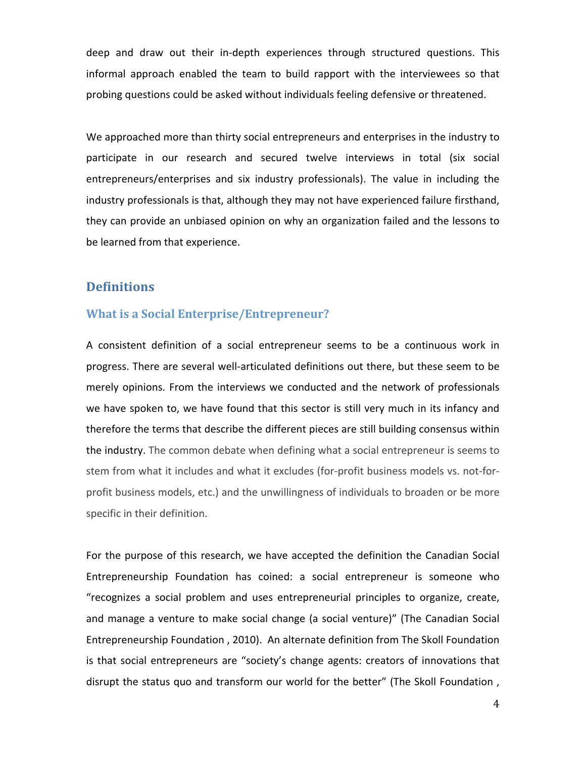deep and draw out their in-depth experiences through structured questions. This informal approach enabled the team to build rapport with the interviewees so that probing questions could be asked without individuals feeling defensive or threatened.

We approached more than thirty social entrepreneurs and enterprises in the industry to participate in our research and secured twelve interviews in total (six social entrepreneurs/enterprises and six industry professionals). The value in including the industry professionals is that, although they may not have experienced failure firsthand, they can provide an unbiased opinion on why an organization failed and the lessons to be learned from that experience.

## Definitions

### What is a Social Enterprise/Entrepreneur?

A consistent definition of a social entrepreneur seems to be a continuous work in progress. There are several well-articulated definitions out there, but these seem to be merely opinions. From the interviews we conducted and the network of professionals we have spoken to, we have found that this sector is still very much in its infancy and therefore the terms that describe the different pieces are still building consensus within the industry. The common debate when defining what a social entrepreneur is seems to stem from what it includes and what it excludes (for-profit business models vs. not-for-profit business models, etc.) and the unwillingness of individuals to broaden or be more specific in their definition.

For the purpose of this research, we have accepted the definition the Canadian Social Entrepreneurship Foundation has coined: a social entrepreneur is someone who "recognizes a social problem and uses entrepreneurial principles to organize, create, and manage a venture to make social change (a social venture)" (The Canadian Social Entrepreneurship Foundation , 2010). An alternate definition from The Skoll Foundation is that social entrepreneurs are "society's change agents: creators of innovations that disrupt the status quo and transform our world for the better" (The Skoll Foundation ,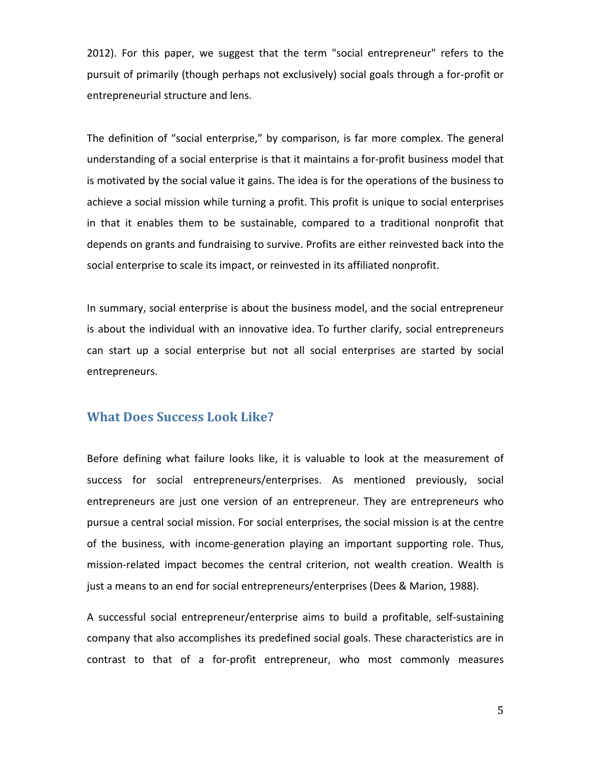2012). For this paper, we suggest that the term "social entrepreneur" refers to the pursuit of primarily (though perhaps not exclusively) social goals through a for-profit or entrepreneurial structure and lens.

The definition of "social enterprise," by comparison, is far more complex. The general understanding of a social enterprise is that it maintains a for-profit business model that is motivated by the social value it gains. The idea is for the operations of the business to achieve a social mission while turning a profit. This profit is unique to social enterprises in that it enables them to be sustainable, compared to a traditional nonprofit that depends on grants and fundraising to survive. Profits are either reinvested back into the social enterprise to scale its impact, or reinvested in its affiliated nonprofit.

In summary, social enterprise is about the business model, and the social entrepreneur is about the individual with an innovative idea. To further clarify, social entrepreneurs can start up a social enterprise but not all social enterprises are started by social entrepreneurs.

## What Does Success Look Like?

Before defining what failure looks like, it is valuable to look at the measurement of success for social entrepreneurs/enterprises. As mentioned previously, social entrepreneurs are just one version of an entrepreneur. They are entrepreneurs who pursue a central social mission. For social enterprises, the social mission is at the centre of the business, with income-generation playing an important supporting role. Thus, mission-related impact becomes the central criterion, not wealth creation. Wealth is just a means to an end for social entrepreneurs/enterprises (Dees & Marion, 1988).

A successful social entrepreneur/enterprise aims to build a profitable, self-sustaining company that also accomplishes its predefined social goals. These characteristics are in contrast to that of a for-profit entrepreneur, who most commonly measures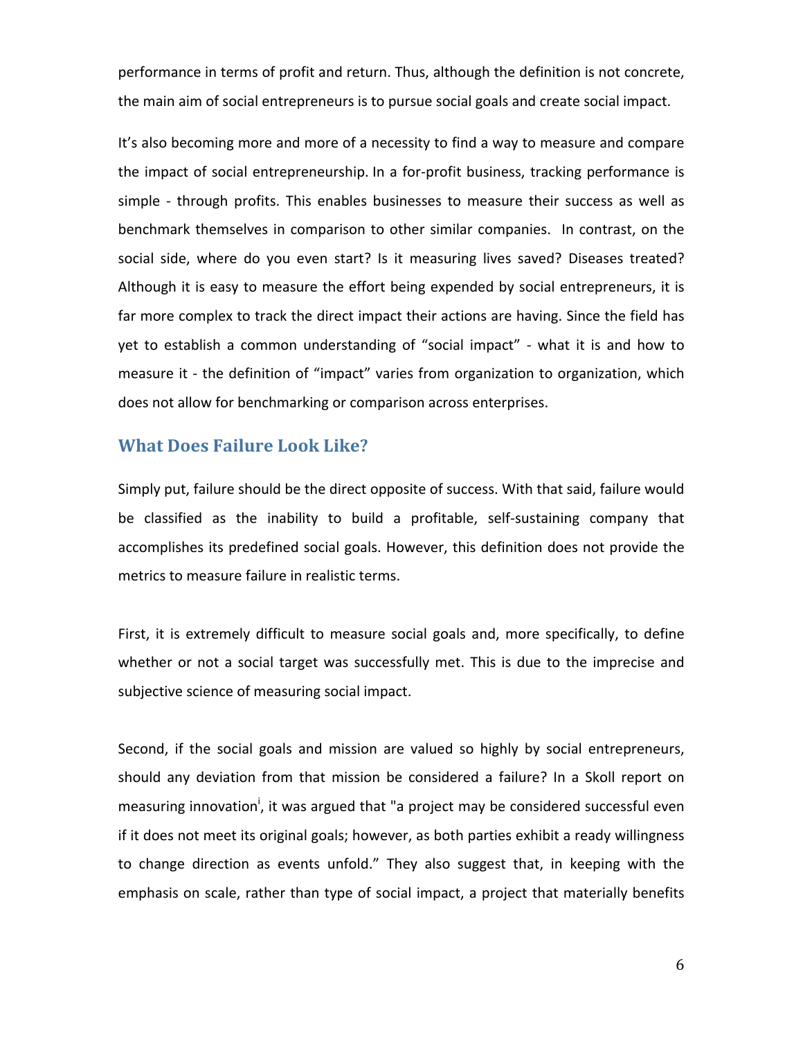performance in terms of profit and return. Thus, although the definition is not concrete, the main aim of social entrepreneurs is to pursue social goals and create social impact.

It's also becoming more and more of a necessity to find a way to measure and compare the impact of social entrepreneurship. In a for-profit business, tracking performance is simple - through profits. This enables businesses to measure their success as well as benchmark themselves in comparison to other similar companies. In contrast, on the social side, where do you even start? Is it measuring lives saved? Diseases treated? Although it is easy to measure the effort being expended by social entrepreneurs, it is far more complex to track the direct impact their actions are having. Since the field has yet to establish a common understanding of "social impact" - what it is and how to measure it - the definition of "impact" varies from organization to organization, which does not allow for benchmarking or comparison across enterprises.

## What Does Failure Look Like?

Simply put, failure should be the direct opposite of success. With that said, failure would be classified as the inability to build a profitable, self-sustaining company that accomplishes its predefined social goals. However, this definition does not provide the metrics to measure failure in realistic terms.

First, it is extremely difficult to measure social goals and, more specifically, to define whether or not a social target was successfully met. This is due to the imprecise and subjective science of measuring social impact.

Second, if the social goals and mission are valued so highly by social entrepreneurs, should any deviation from that mission be considered a failure? In a Skoll report on measuring innovation[i], it was argued that "a project may be considered successful even if it does not meet its original goals; however, as both parties exhibit a ready willingness to change direction as events unfold." They also suggest that, in keeping with the emphasis on scale, rather than type of social impact, a project that materially benefits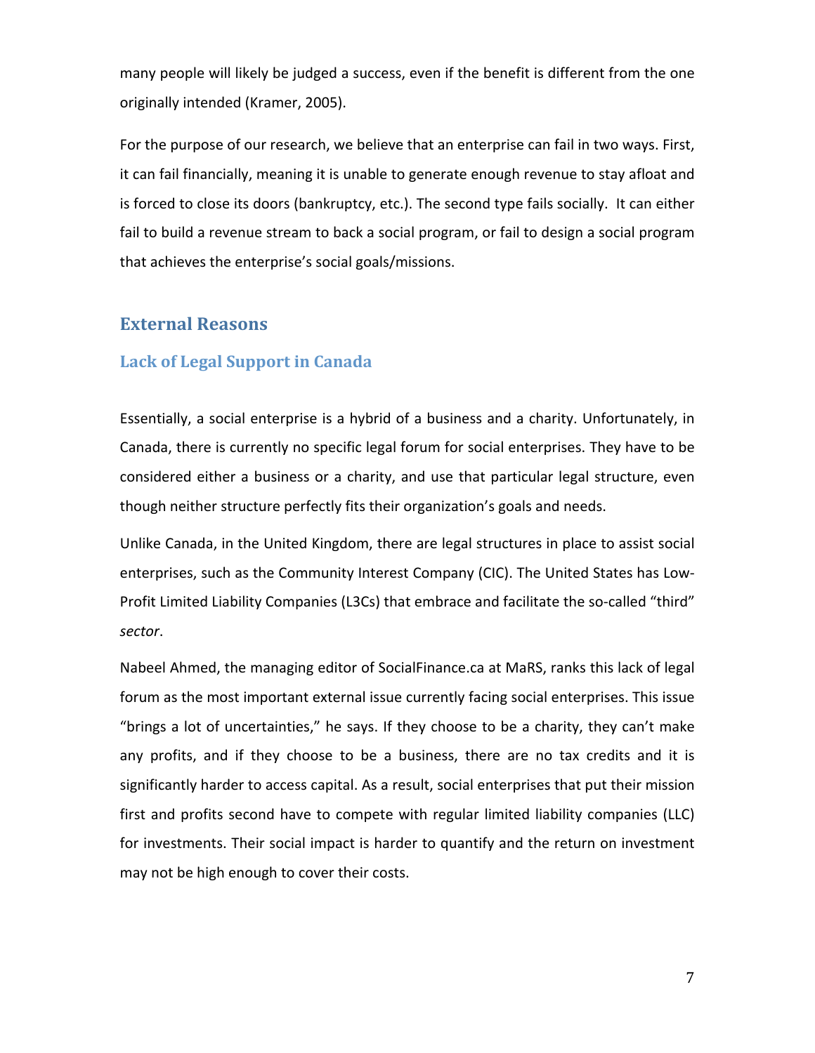many people will likely be judged a success, even if the benefit is different from the one originally intended (Kramer, 2005).

For the purpose of our research, we believe that an enterprise can fail in two ways. First, it can fail financially, meaning it is unable to generate enough revenue to stay afloat and is forced to close its doors (bankruptcy, etc.). The second type fails socially. It can either fail to build a revenue stream to back a social program, or fail to design a social program that achieves the enterprise's social goals/missions.

## External Reasons

### Lack of Legal Support in Canada

Essentially, a social enterprise is a hybrid of a business and a charity. Unfortunately, in Canada, there is currently no specific legal forum for social enterprises. They have to be considered either a business or a charity, and use that particular legal structure, even though neither structure perfectly fits their organization's goals and needs.

Unlike Canada, in the United Kingdom, there are legal structures in place to assist social enterprises, such as the Community Interest Company (CIC). The United States has Low-Profit Limited Liability Companies (L3Cs) that embrace and facilitate the so-called "third" *sector*.

Nabeel Ahmed, the managing editor of SocialFinance.ca at MaRS, ranks this lack of legal forum as the most important external issue currently facing social enterprises. This issue "brings a lot of uncertainties," he says. If they choose to be a charity, they can't make any profits, and if they choose to be a business, there are no tax credits and it is significantly harder to access capital. As a result, social enterprises that put their mission first and profits second have to compete with regular limited liability companies (LLC) for investments. Their social impact is harder to quantify and the return on investment may not be high enough to cover their costs.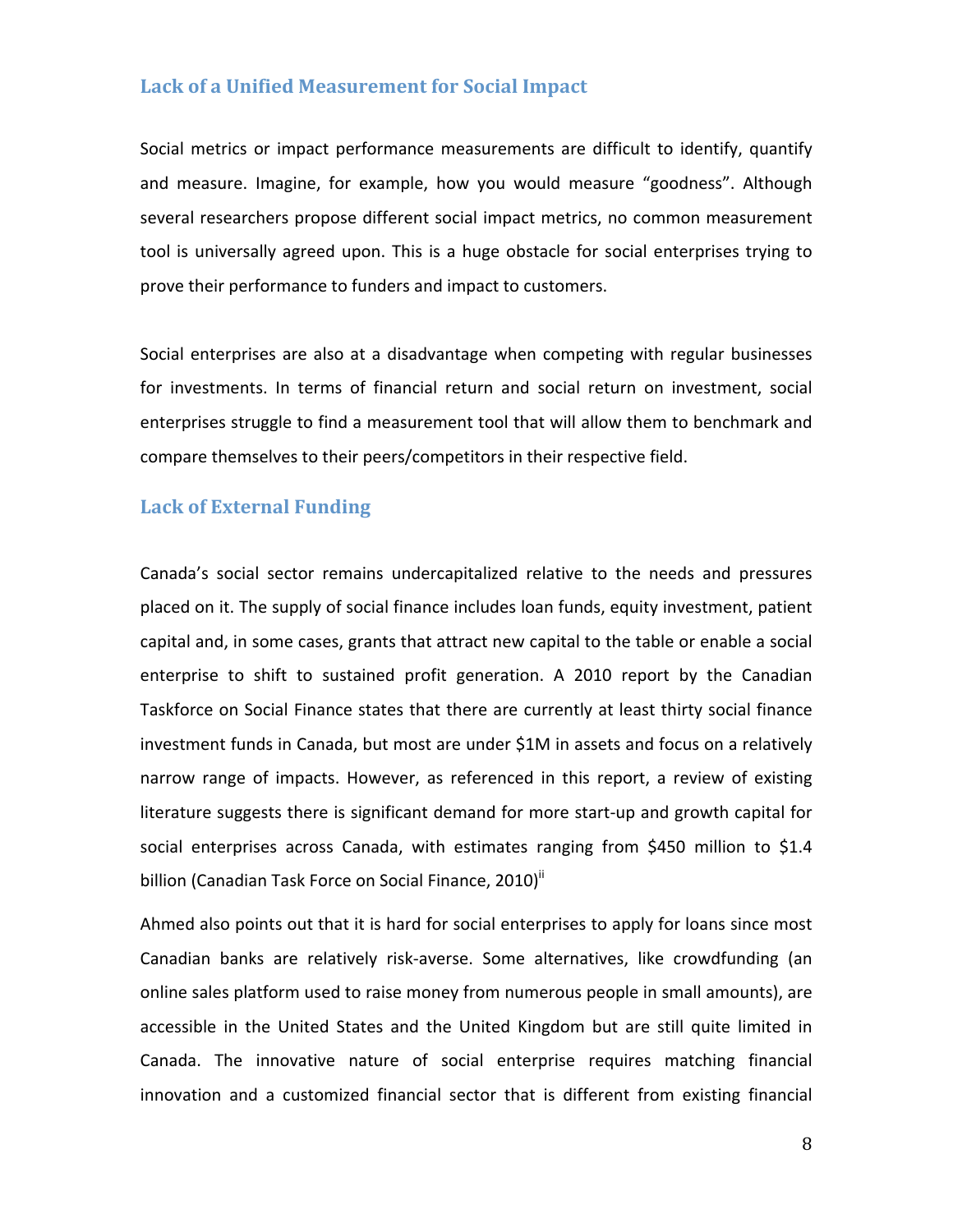## Lack of a Unified Measurement for Social Impact

Social metrics or impact performance measurements are difficult to identify, quantify and measure. Imagine, for example, how you would measure "goodness". Although several researchers propose different social impact metrics, no common measurement tool is universally agreed upon. This is a huge obstacle for social enterprises trying to prove their performance to funders and impact to customers.

Social enterprises are also at a disadvantage when competing with regular businesses for investments. In terms of financial return and social return on investment, social enterprises struggle to find a measurement tool that will allow them to benchmark and compare themselves to their peers/competitors in their respective field.

## Lack of External Funding

Canada's social sector remains undercapitalized relative to the needs and pressures placed on it. The supply of social finance includes loan funds, equity investment, patient capital and, in some cases, grants that attract new capital to the table or enable a social enterprise to shift to sustained profit generation. A 2010 report by the Canadian Taskforce on Social Finance states that there are currently at least thirty social finance investment funds in Canada, but most are under $1M in assets and focus on a relatively narrow range of impacts. However, as referenced in this report, a review of existing literature suggests there is significant demand for more start-up and growth capital for social enterprises across Canada, with estimates ranging from $450 million to $1.4 billion (Canadian Task Force on Social Finance, 2010)[ii]

Ahmed also points out that it is hard for social enterprises to apply for loans since most Canadian banks are relatively risk-averse. Some alternatives, like crowdfunding (an online sales platform used to raise money from numerous people in small amounts), are accessible in the United States and the United Kingdom but are still quite limited in Canada. The innovative nature of social enterprise requires matching financial innovation and a customized financial sector that is different from existing financial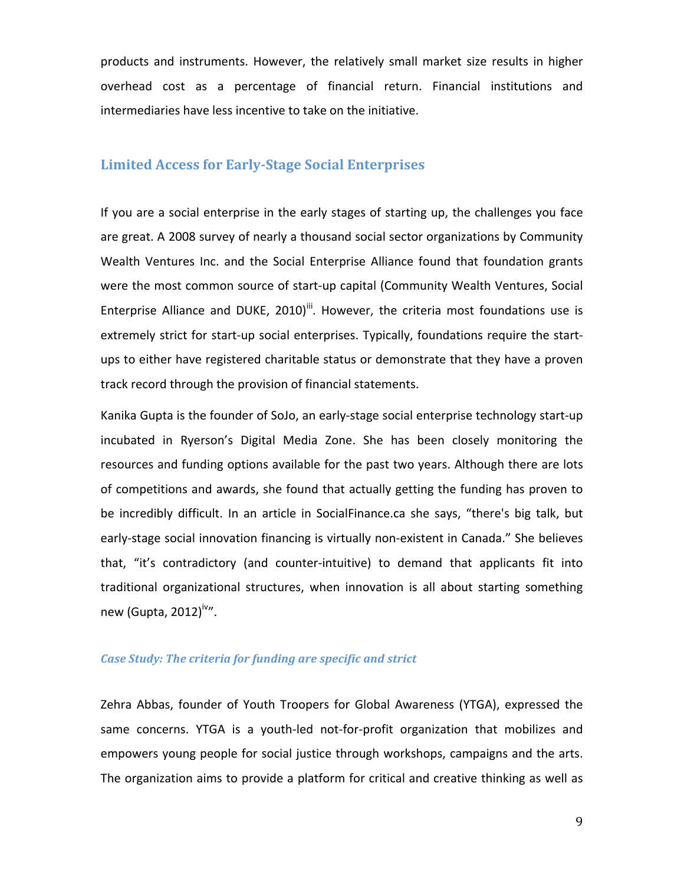products and instruments. However, the relatively small market size results in higher overhead cost as a percentage of financial return. Financial institutions and intermediaries have less incentive to take on the initiative.

## Limited Access for Early-Stage Social Enterprises

If you are a social enterprise in the early stages of starting up, the challenges you face are great. A 2008 survey of nearly a thousand social sector organizations by Community Wealth Ventures Inc. and the Social Enterprise Alliance found that foundation grants were the most common source of start-up capital (Community Wealth Ventures, Social Enterprise Alliance and DUKE, 2010)[iii]. However, the criteria most foundations use is extremely strict for start-up social enterprises. Typically, foundations require the start-ups to either have registered charitable status or demonstrate that they have a proven track record through the provision of financial statements.

Kanika Gupta is the founder of SoJo, an early-stage social enterprise technology start-up incubated in Ryerson's Digital Media Zone. She has been closely monitoring the resources and funding options available for the past two years. Although there are lots of competitions and awards, she found that actually getting the funding has proven to be incredibly difficult. In an article in SocialFinance.ca she says, "there's big talk, but early-stage social innovation financing is virtually non-existent in Canada." She believes that, "it's contradictory (and counter-intuitive) to demand that applicants fit into traditional organizational structures, when innovation is all about starting something new (Gupta, 2012)[iv]".

### *Case Study: The criteria for funding are specific and strict*

Zehra Abbas, founder of Youth Troopers for Global Awareness (YTGA), expressed the same concerns. YTGA is a youth-led not-for-profit organization that mobilizes and empowers young people for social justice through workshops, campaigns and the arts. The organization aims to provide a platform for critical and creative thinking as well as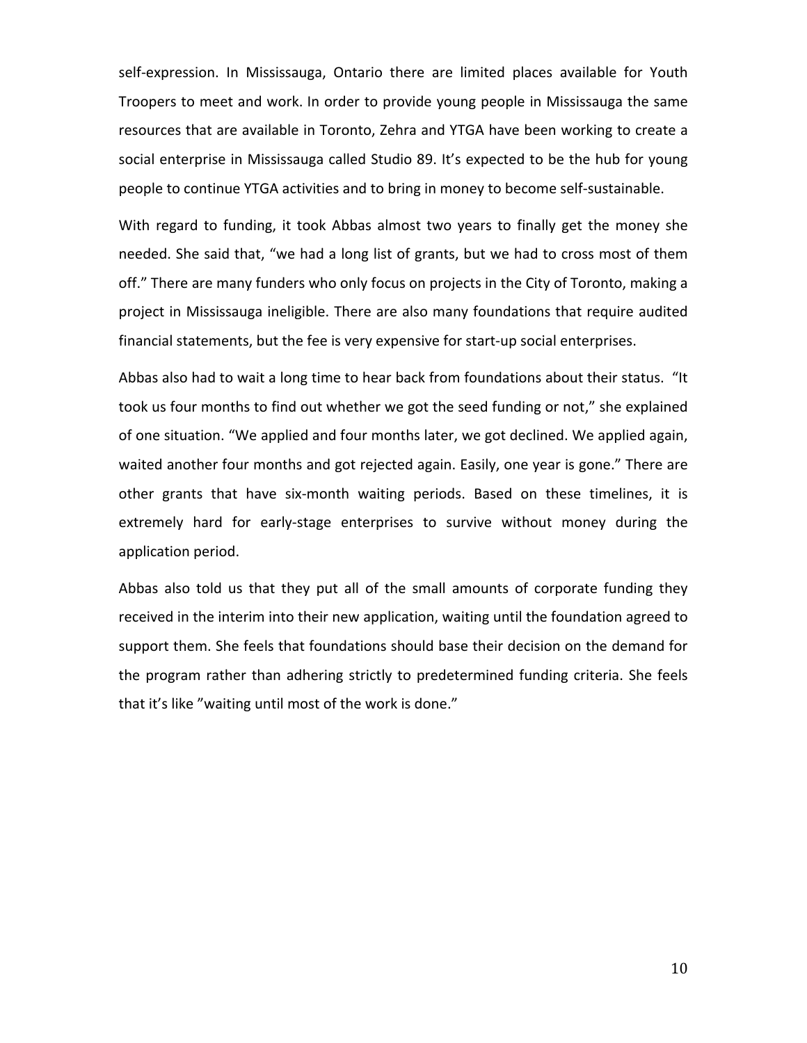self-expression. In Mississauga, Ontario there are limited places available for Youth Troopers to meet and work. In order to provide young people in Mississauga the same resources that are available in Toronto, Zehra and YTGA have been working to create a social enterprise in Mississauga called Studio 89. It's expected to be the hub for young people to continue YTGA activities and to bring in money to become self-sustainable.

With regard to funding, it took Abbas almost two years to finally get the money she needed. She said that, "we had a long list of grants, but we had to cross most of them off." There are many funders who only focus on projects in the City of Toronto, making a project in Mississauga ineligible. There are also many foundations that require audited financial statements, but the fee is very expensive for start-up social enterprises.

Abbas also had to wait a long time to hear back from foundations about their status. "It took us four months to find out whether we got the seed funding or not," she explained of one situation. "We applied and four months later, we got declined. We applied again, waited another four months and got rejected again. Easily, one year is gone." There are other grants that have six-month waiting periods. Based on these timelines, it is extremely hard for early-stage enterprises to survive without money during the application period.

Abbas also told us that they put all of the small amounts of corporate funding they received in the interim into their new application, waiting until the foundation agreed to support them. She feels that foundations should base their decision on the demand for the program rather than adhering strictly to predetermined funding criteria. She feels that it's like "waiting until most of the work is done."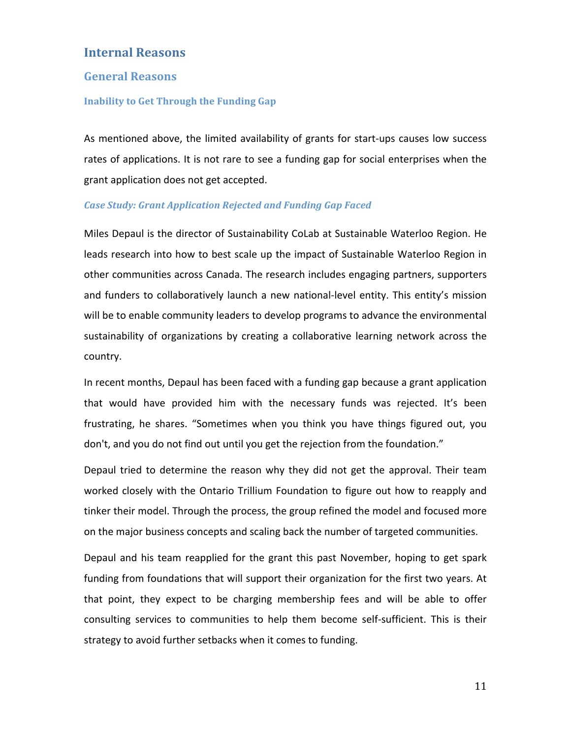## Internal Reasons

### General Reasons

#### Inability to Get Through the Funding Gap

As mentioned above, the limited availability of grants for start-ups causes low success rates of applications. It is not rare to see a funding gap for social enterprises when the grant application does not get accepted.

##### *Case Study: Grant Application Rejected and Funding Gap Faced*

Miles Depaul is the director of Sustainability CoLab at Sustainable Waterloo Region. He leads research into how to best scale up the impact of Sustainable Waterloo Region in other communities across Canada. The research includes engaging partners, supporters and funders to collaboratively launch a new national-level entity. This entity's mission will be to enable community leaders to develop programs to advance the environmental sustainability of organizations by creating a collaborative learning network across the country.

In recent months, Depaul has been faced with a funding gap because a grant application that would have provided him with the necessary funds was rejected. It's been frustrating, he shares. "Sometimes when you think you have things figured out, you don't, and you do not find out until you get the rejection from the foundation."

Depaul tried to determine the reason why they did not get the approval. Their team worked closely with the Ontario Trillium Foundation to figure out how to reapply and tinker their model. Through the process, the group refined the model and focused more on the major business concepts and scaling back the number of targeted communities.

Depaul and his team reapplied for the grant this past November, hoping to get spark funding from foundations that will support their organization for the first two years. At that point, they expect to be charging membership fees and will be able to offer consulting services to communities to help them become self-sufficient. This is their strategy to avoid further setbacks when it comes to funding.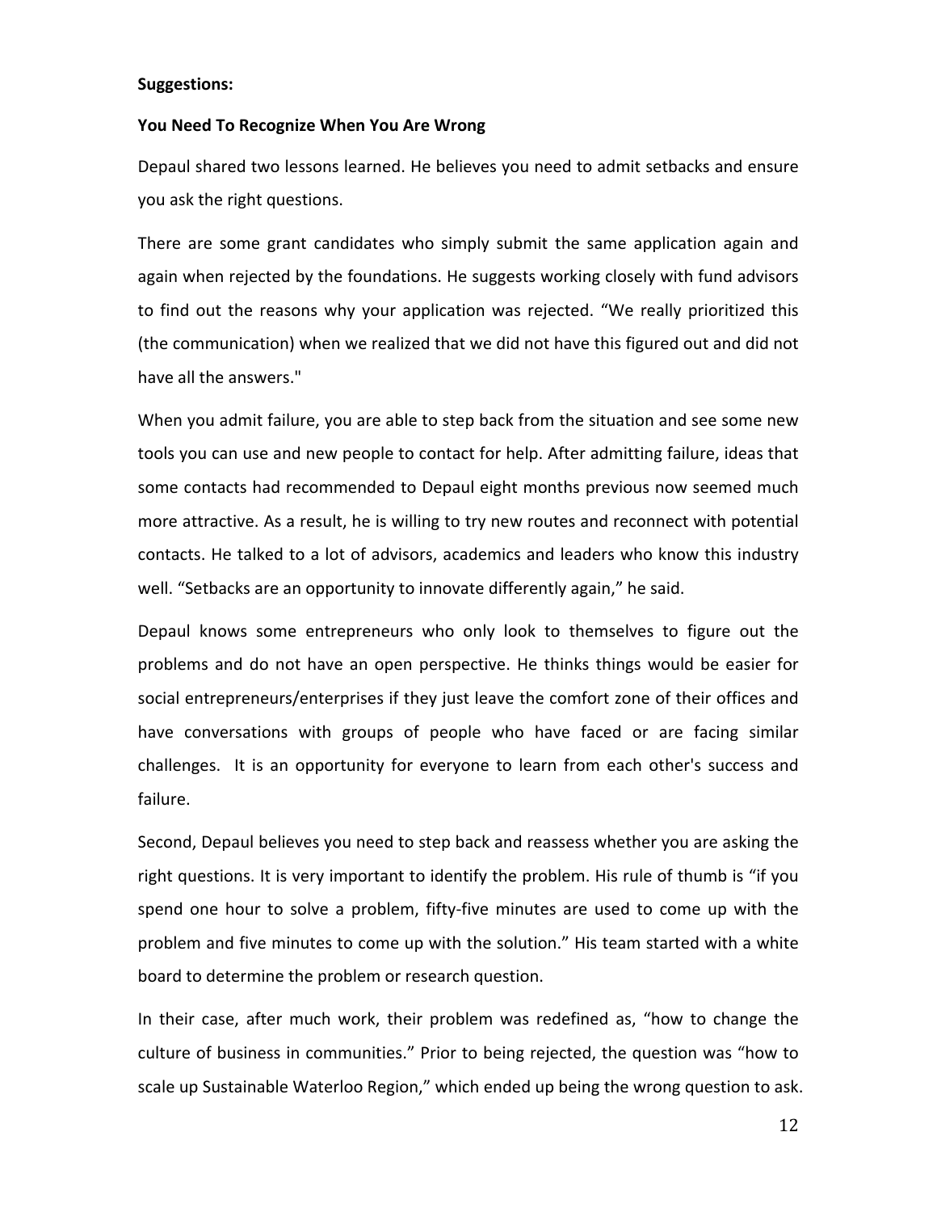**Suggestions:**

**You Need To Recognize When You Are Wrong**

Depaul shared two lessons learned. He believes you need to admit setbacks and ensure you ask the right questions.

There are some grant candidates who simply submit the same application again and again when rejected by the foundations. He suggests working closely with fund advisors to find out the reasons why your application was rejected. “We really prioritized this (the communication) when we realized that we did not have this figured out and did not have all the answers."

When you admit failure, you are able to step back from the situation and see some new tools you can use and new people to contact for help. After admitting failure, ideas that some contacts had recommended to Depaul eight months previous now seemed much more attractive. As a result, he is willing to try new routes and reconnect with potential contacts. He talked to a lot of advisors, academics and leaders who know this industry well. “Setbacks are an opportunity to innovate differently again,” he said.

Depaul knows some entrepreneurs who only look to themselves to figure out the problems and do not have an open perspective. He thinks things would be easier for social entrepreneurs/enterprises if they just leave the comfort zone of their offices and have conversations with groups of people who have faced or are facing similar challenges. It is an opportunity for everyone to learn from each other's success and failure.

Second, Depaul believes you need to step back and reassess whether you are asking the right questions. It is very important to identify the problem. His rule of thumb is “if you spend one hour to solve a problem, fifty-five minutes are used to come up with the problem and five minutes to come up with the solution.” His team started with a white board to determine the problem or research question.

In their case, after much work, their problem was redefined as, “how to change the culture of business in communities.” Prior to being rejected, the question was “how to scale up Sustainable Waterloo Region,” which ended up being the wrong question to ask.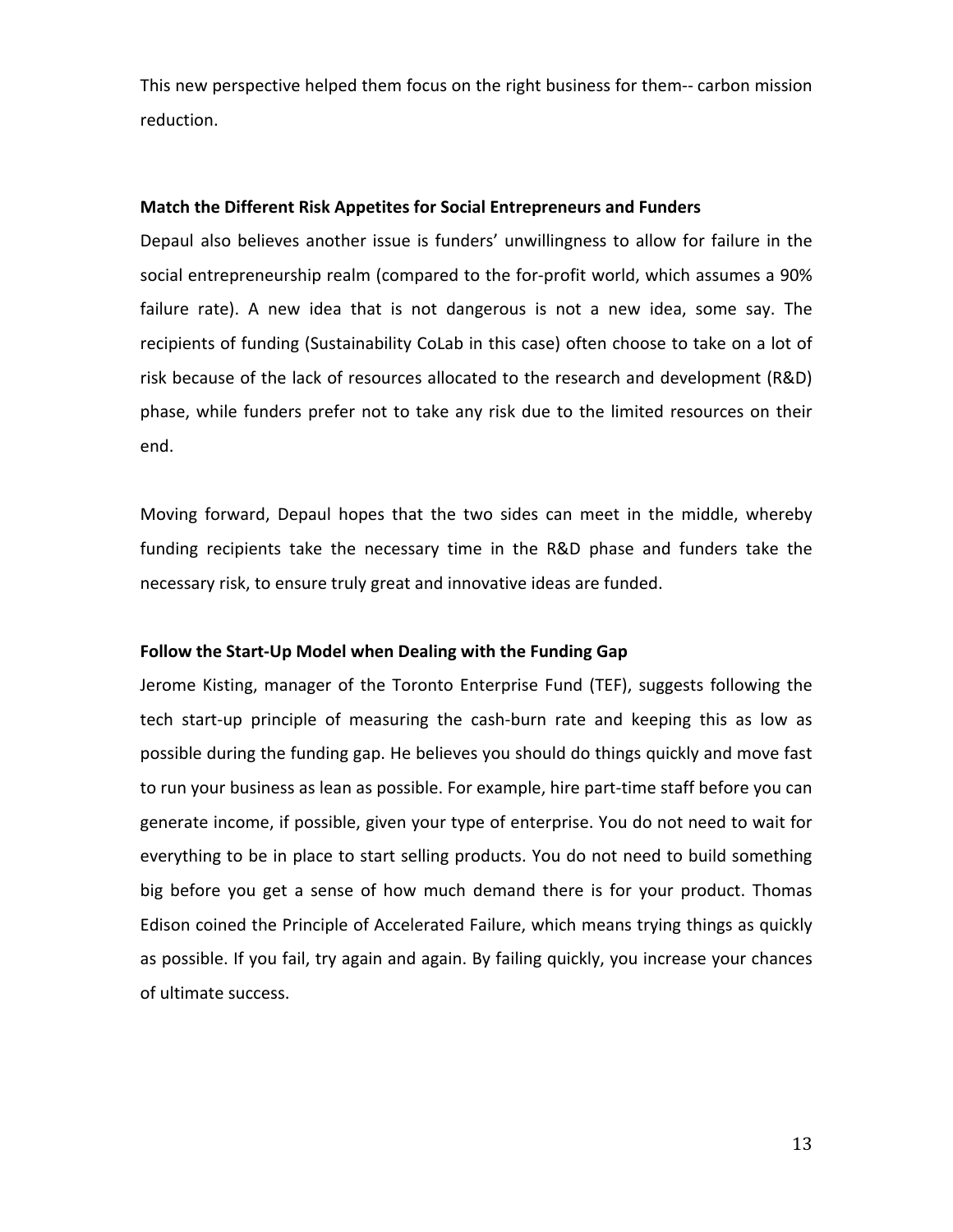This new perspective helped them focus on the right business for them-- carbon mission reduction.

**Match the Different Risk Appetites for Social Entrepreneurs and Funders**

Depaul also believes another issue is funders' unwillingness to allow for failure in the social entrepreneurship realm (compared to the for-profit world, which assumes a 90% failure rate). A new idea that is not dangerous is not a new idea, some say. The recipients of funding (Sustainability CoLab in this case) often choose to take on a lot of risk because of the lack of resources allocated to the research and development (R&D) phase, while funders prefer not to take any risk due to the limited resources on their end.

Moving forward, Depaul hopes that the two sides can meet in the middle, whereby funding recipients take the necessary time in the R&D phase and funders take the necessary risk, to ensure truly great and innovative ideas are funded.

**Follow the Start-Up Model when Dealing with the Funding Gap**

Jerome Kisting, manager of the Toronto Enterprise Fund (TEF), suggests following the tech start-up principle of measuring the cash-burn rate and keeping this as low as possible during the funding gap. He believes you should do things quickly and move fast to run your business as lean as possible. For example, hire part-time staff before you can generate income, if possible, given your type of enterprise. You do not need to wait for everything to be in place to start selling products. You do not need to build something big before you get a sense of how much demand there is for your product. Thomas Edison coined the Principle of Accelerated Failure, which means trying things as quickly as possible. If you fail, try again and again. By failing quickly, you increase your chances of ultimate success.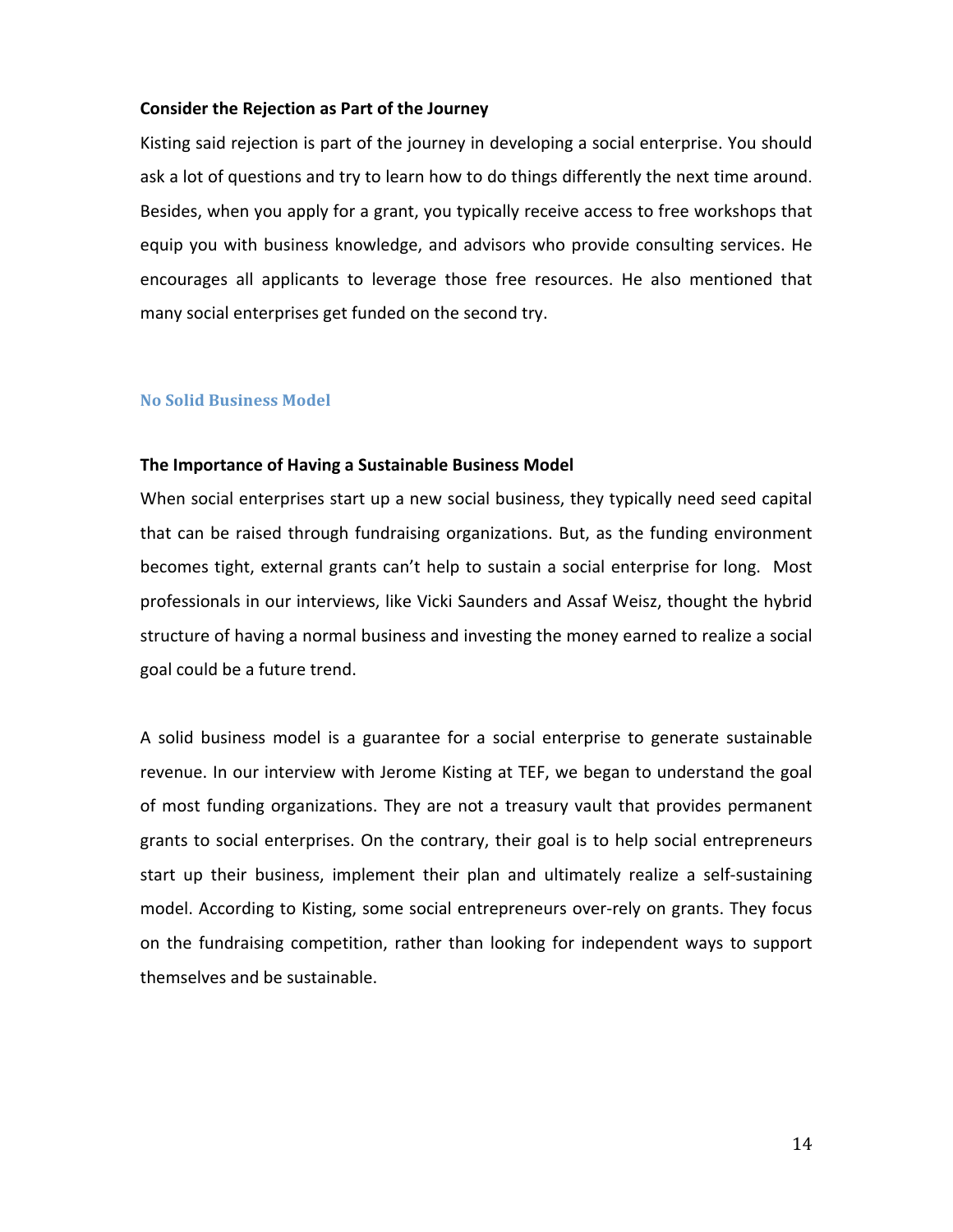### Consider the Rejection as Part of the Journey

Kisting said rejection is part of the journey in developing a social enterprise. You should ask a lot of questions and try to learn how to do things differently the next time around. Besides, when you apply for a grant, you typically receive access to free workshops that equip you with business knowledge, and advisors who provide consulting services. He encourages all applicants to leverage those free resources. He also mentioned that many social enterprises get funded on the second try.

## No Solid Business Model

### The Importance of Having a Sustainable Business Model

When social enterprises start up a new social business, they typically need seed capital that can be raised through fundraising organizations. But, as the funding environment becomes tight, external grants can't help to sustain a social enterprise for long. Most professionals in our interviews, like Vicki Saunders and Assaf Weisz, thought the hybrid structure of having a normal business and investing the money earned to realize a social goal could be a future trend.

A solid business model is a guarantee for a social enterprise to generate sustainable revenue. In our interview with Jerome Kisting at TEF, we began to understand the goal of most funding organizations. They are not a treasury vault that provides permanent grants to social enterprises. On the contrary, their goal is to help social entrepreneurs start up their business, implement their plan and ultimately realize a self-sustaining model. According to Kisting, some social entrepreneurs over-rely on grants. They focus on the fundraising competition, rather than looking for independent ways to support themselves and be sustainable.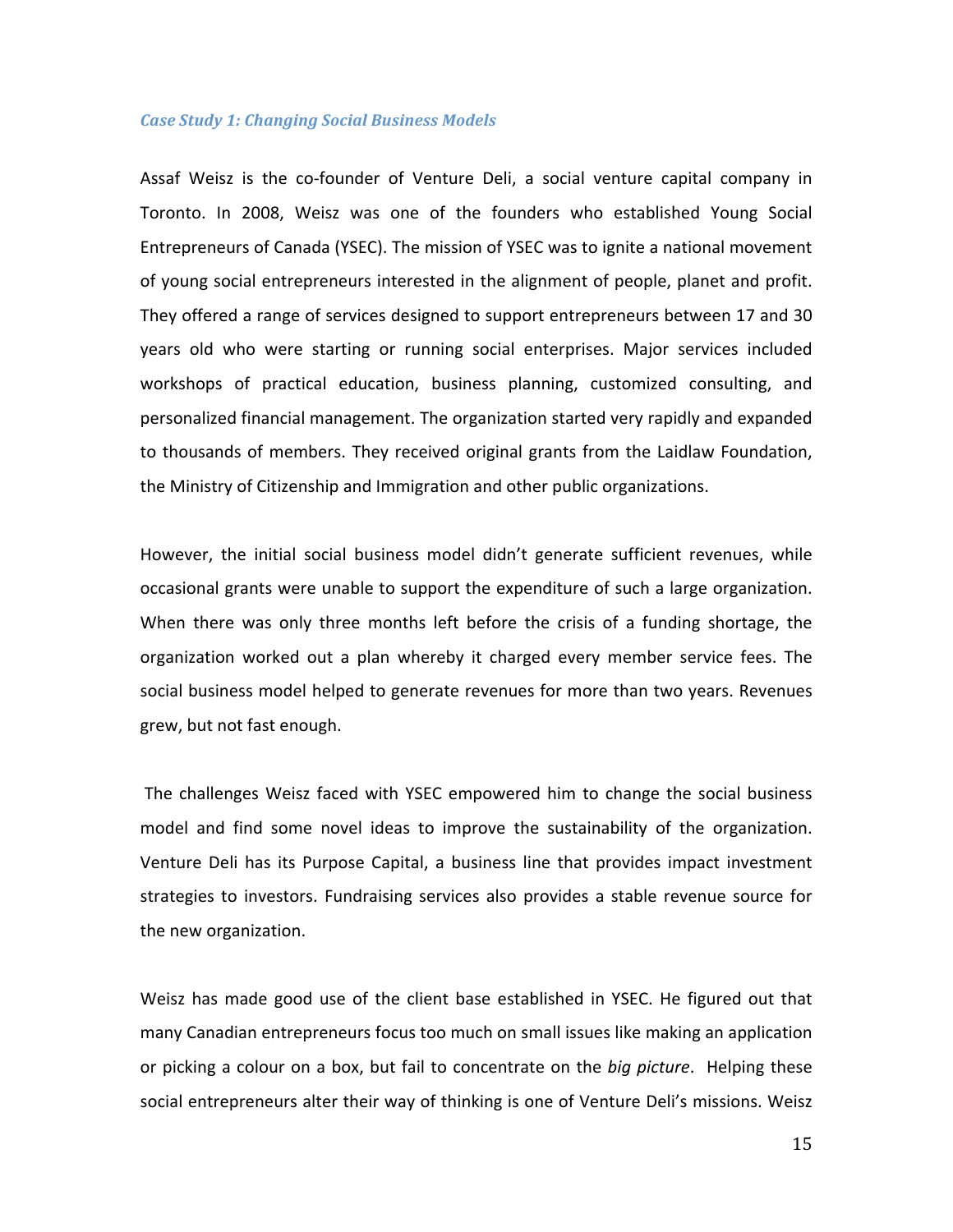### *Case Study 1: Changing Social Business Models*

Assaf Weisz is the co-founder of Venture Deli, a social venture capital company in Toronto. In 2008, Weisz was one of the founders who established Young Social Entrepreneurs of Canada (YSEC). The mission of YSEC was to ignite a national movement of young social entrepreneurs interested in the alignment of people, planet and profit. They offered a range of services designed to support entrepreneurs between 17 and 30 years old who were starting or running social enterprises. Major services included workshops of practical education, business planning, customized consulting, and personalized financial management. The organization started very rapidly and expanded to thousands of members. They received original grants from the Laidlaw Foundation, the Ministry of Citizenship and Immigration and other public organizations.

However, the initial social business model didn't generate sufficient revenues, while occasional grants were unable to support the expenditure of such a large organization. When there was only three months left before the crisis of a funding shortage, the organization worked out a plan whereby it charged every member service fees. The social business model helped to generate revenues for more than two years. Revenues grew, but not fast enough.

The challenges Weisz faced with YSEC empowered him to change the social business model and find some novel ideas to improve the sustainability of the organization. Venture Deli has its Purpose Capital, a business line that provides impact investment strategies to investors. Fundraising services also provides a stable revenue source for the new organization.

Weisz has made good use of the client base established in YSEC. He figured out that many Canadian entrepreneurs focus too much on small issues like making an application or picking a colour on a box, but fail to concentrate on the *big picture*. Helping these social entrepreneurs alter their way of thinking is one of Venture Deli's missions. Weisz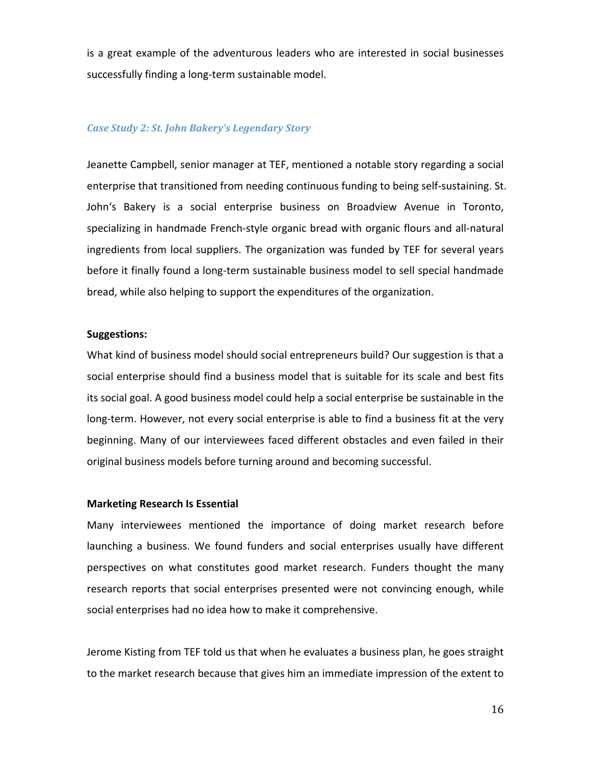is a great example of the adventurous leaders who are interested in social businesses successfully finding a long-term sustainable model.

### *Case Study 2: St. John Bakery's Legendary Story*

Jeanette Campbell, senior manager at TEF, mentioned a notable story regarding a social enterprise that transitioned from needing continuous funding to being self-sustaining. St. John's Bakery is a social enterprise business on Broadview Avenue in Toronto, specializing in handmade French-style organic bread with organic flours and all-natural ingredients from local suppliers. The organization was funded by TEF for several years before it finally found a long-term sustainable business model to sell special handmade bread, while also helping to support the expenditures of the organization.

**Suggestions:**

What kind of business model should social entrepreneurs build? Our suggestion is that a social enterprise should find a business model that is suitable for its scale and best fits its social goal. A good business model could help a social enterprise be sustainable in the long-term. However, not every social enterprise is able to find a business fit at the very beginning. Many of our interviewees faced different obstacles and even failed in their original business models before turning around and becoming successful.

**Marketing Research Is Essential**

Many interviewees mentioned the importance of doing market research before launching a business. We found funders and social enterprises usually have different perspectives on what constitutes good market research. Funders thought the many research reports that social enterprises presented were not convincing enough, while social enterprises had no idea how to make it comprehensive.

Jerome Kisting from TEF told us that when he evaluates a business plan, he goes straight to the market research because that gives him an immediate impression of the extent to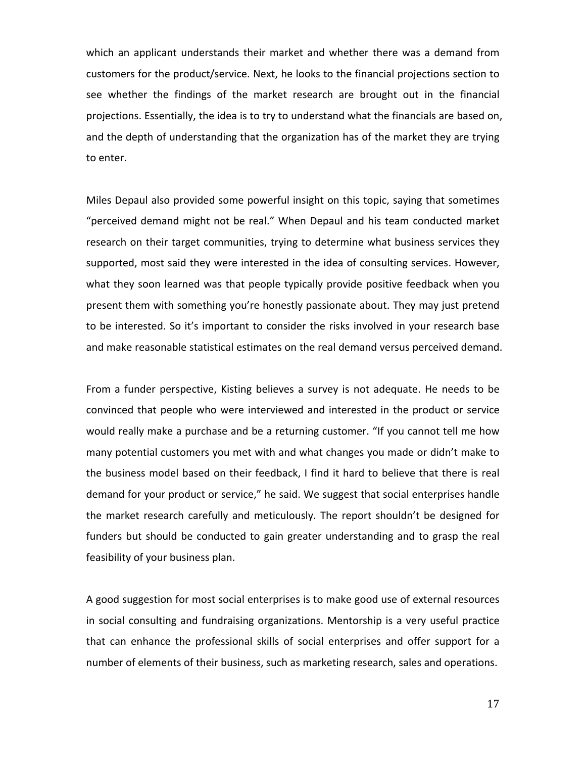which an applicant understands their market and whether there was a demand from customers for the product/service. Next, he looks to the financial projections section to see whether the findings of the market research are brought out in the financial projections. Essentially, the idea is to try to understand what the financials are based on, and the depth of understanding that the organization has of the market they are trying to enter.

Miles Depaul also provided some powerful insight on this topic, saying that sometimes "perceived demand might not be real." When Depaul and his team conducted market research on their target communities, trying to determine what business services they supported, most said they were interested in the idea of consulting services. However, what they soon learned was that people typically provide positive feedback when you present them with something you're honestly passionate about. They may just pretend to be interested. So it's important to consider the risks involved in your research base and make reasonable statistical estimates on the real demand versus perceived demand.

From a funder perspective, Kisting believes a survey is not adequate. He needs to be convinced that people who were interviewed and interested in the product or service would really make a purchase and be a returning customer. "If you cannot tell me how many potential customers you met with and what changes you made or didn't make to the business model based on their feedback, I find it hard to believe that there is real demand for your product or service," he said. We suggest that social enterprises handle the market research carefully and meticulously. The report shouldn't be designed for funders but should be conducted to gain greater understanding and to grasp the real feasibility of your business plan.

A good suggestion for most social enterprises is to make good use of external resources in social consulting and fundraising organizations. Mentorship is a very useful practice that can enhance the professional skills of social enterprises and offer support for a number of elements of their business, such as marketing research, sales and operations.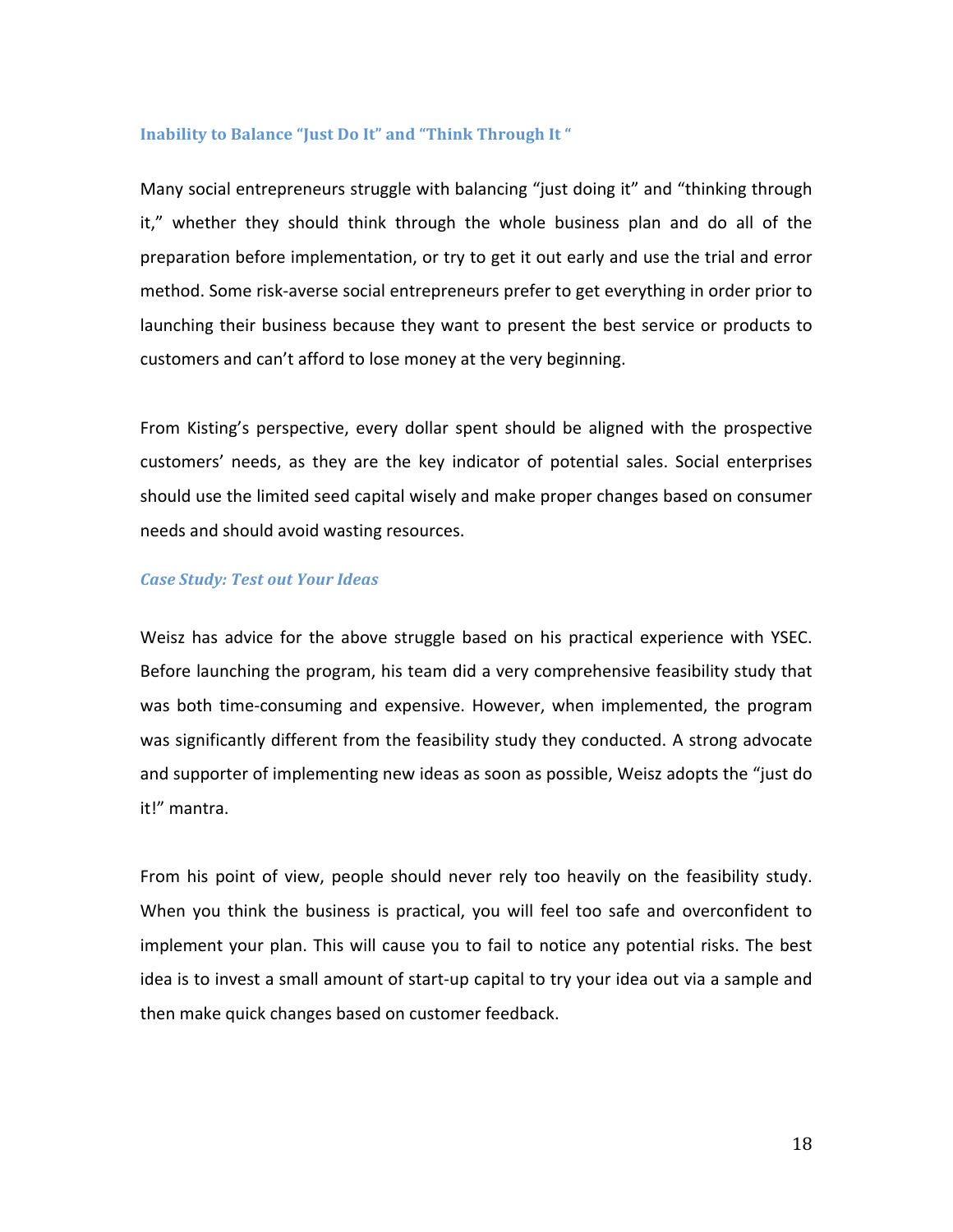### Inability to Balance "Just Do It" and "Think Through It "

Many social entrepreneurs struggle with balancing "just doing it" and "thinking through it," whether they should think through the whole business plan and do all of the preparation before implementation, or try to get it out early and use the trial and error method. Some risk-averse social entrepreneurs prefer to get everything in order prior to launching their business because they want to present the best service or products to customers and can't afford to lose money at the very beginning.

From Kisting's perspective, every dollar spent should be aligned with the prospective customers' needs, as they are the key indicator of potential sales. Social enterprises should use the limited seed capital wisely and make proper changes based on consumer needs and should avoid wasting resources.

#### *Case Study: Test out Your Ideas*

Weisz has advice for the above struggle based on his practical experience with YSEC. Before launching the program, his team did a very comprehensive feasibility study that was both time-consuming and expensive. However, when implemented, the program was significantly different from the feasibility study they conducted. A strong advocate and supporter of implementing new ideas as soon as possible, Weisz adopts the "just do it!" mantra.

From his point of view, people should never rely too heavily on the feasibility study. When you think the business is practical, you will feel too safe and overconfident to implement your plan. This will cause you to fail to notice any potential risks. The best idea is to invest a small amount of start-up capital to try your idea out via a sample and then make quick changes based on customer feedback.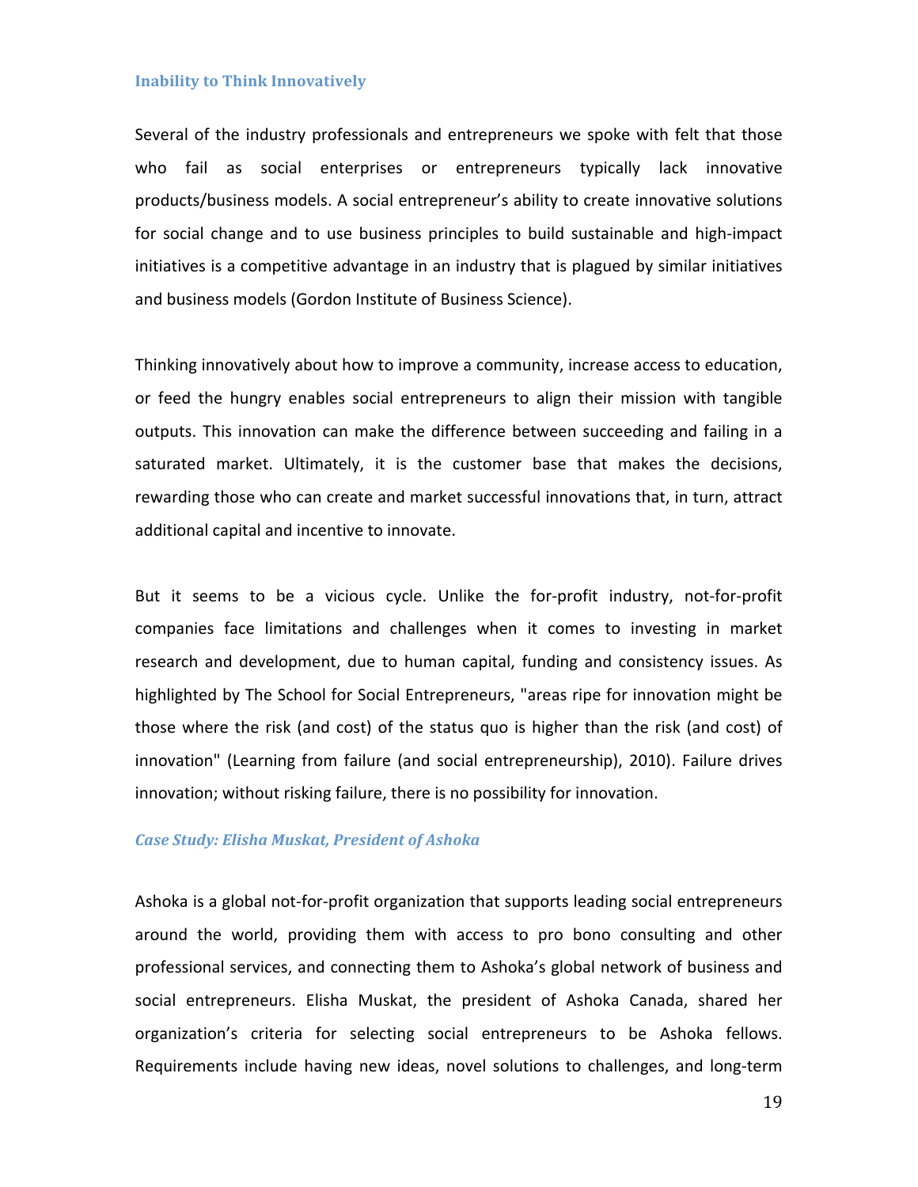### Inability to Think Innovatively

Several of the industry professionals and entrepreneurs we spoke with felt that those who fail as social enterprises or entrepreneurs typically lack innovative products/business models. A social entrepreneur's ability to create innovative solutions for social change and to use business principles to build sustainable and high-impact initiatives is a competitive advantage in an industry that is plagued by similar initiatives and business models (Gordon Institute of Business Science).

Thinking innovatively about how to improve a community, increase access to education, or feed the hungry enables social entrepreneurs to align their mission with tangible outputs. This innovation can make the difference between succeeding and failing in a saturated market. Ultimately, it is the customer base that makes the decisions, rewarding those who can create and market successful innovations that, in turn, attract additional capital and incentive to innovate.

But it seems to be a vicious cycle. Unlike the for-profit industry, not-for-profit companies face limitations and challenges when it comes to investing in market research and development, due to human capital, funding and consistency issues. As highlighted by The School for Social Entrepreneurs, "areas ripe for innovation might be those where the risk (and cost) of the status quo is higher than the risk (and cost) of innovation" (Learning from failure (and social entrepreneurship), 2010). Failure drives innovation; without risking failure, there is no possibility for innovation.

#### *Case Study: Elisha Muskat, President of Ashoka*

Ashoka is a global not-for-profit organization that supports leading social entrepreneurs around the world, providing them with access to pro bono consulting and other professional services, and connecting them to Ashoka's global network of business and social entrepreneurs. Elisha Muskat, the president of Ashoka Canada, shared her organization's criteria for selecting social entrepreneurs to be Ashoka fellows. Requirements include having new ideas, novel solutions to challenges, and long-term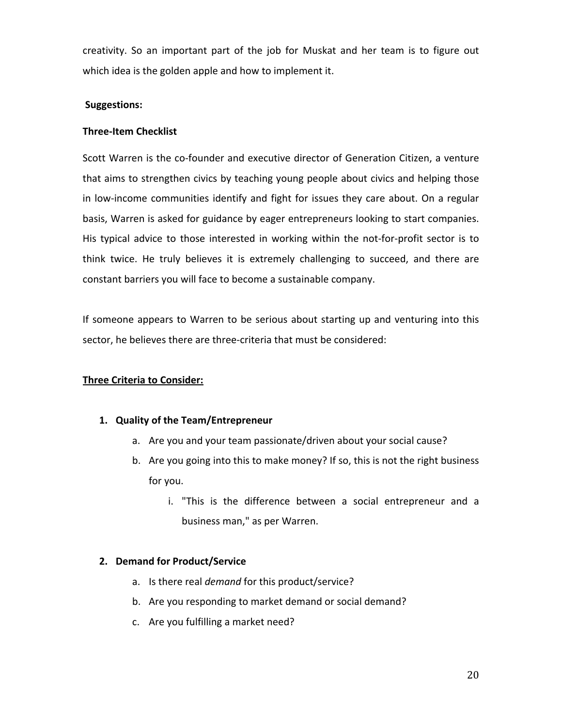creativity. So an important part of the job for Muskat and her team is to figure out which idea is the golden apple and how to implement it.

**Suggestions:**

**Three-Item Checklist**

Scott Warren is the co-founder and executive director of Generation Citizen, a venture that aims to strengthen civics by teaching young people about civics and helping those in low-income communities identify and fight for issues they care about. On a regular basis, Warren is asked for guidance by eager entrepreneurs looking to start companies. His typical advice to those interested in working within the not-for-profit sector is to think twice. He truly believes it is extremely challenging to succeed, and there are constant barriers you will face to become a sustainable company.

If someone appears to Warren to be serious about starting up and venturing into this sector, he believes there are three-criteria that must be considered:

**<u>Three Criteria to Consider:</u>**

1. **Quality of the Team/Entrepreneur**
    a. Are you and your team passionate/driven about your social cause?
    b. Are you going into this to make money? If so, this is not the right business for you.
        i. "This is the difference between a social entrepreneur and a business man," as per Warren.

2. **Demand for Product/Service**
    a. Is there real *demand* for this product/service?
    b. Are you responding to market demand or social demand?
    c. Are you fulfilling a market need?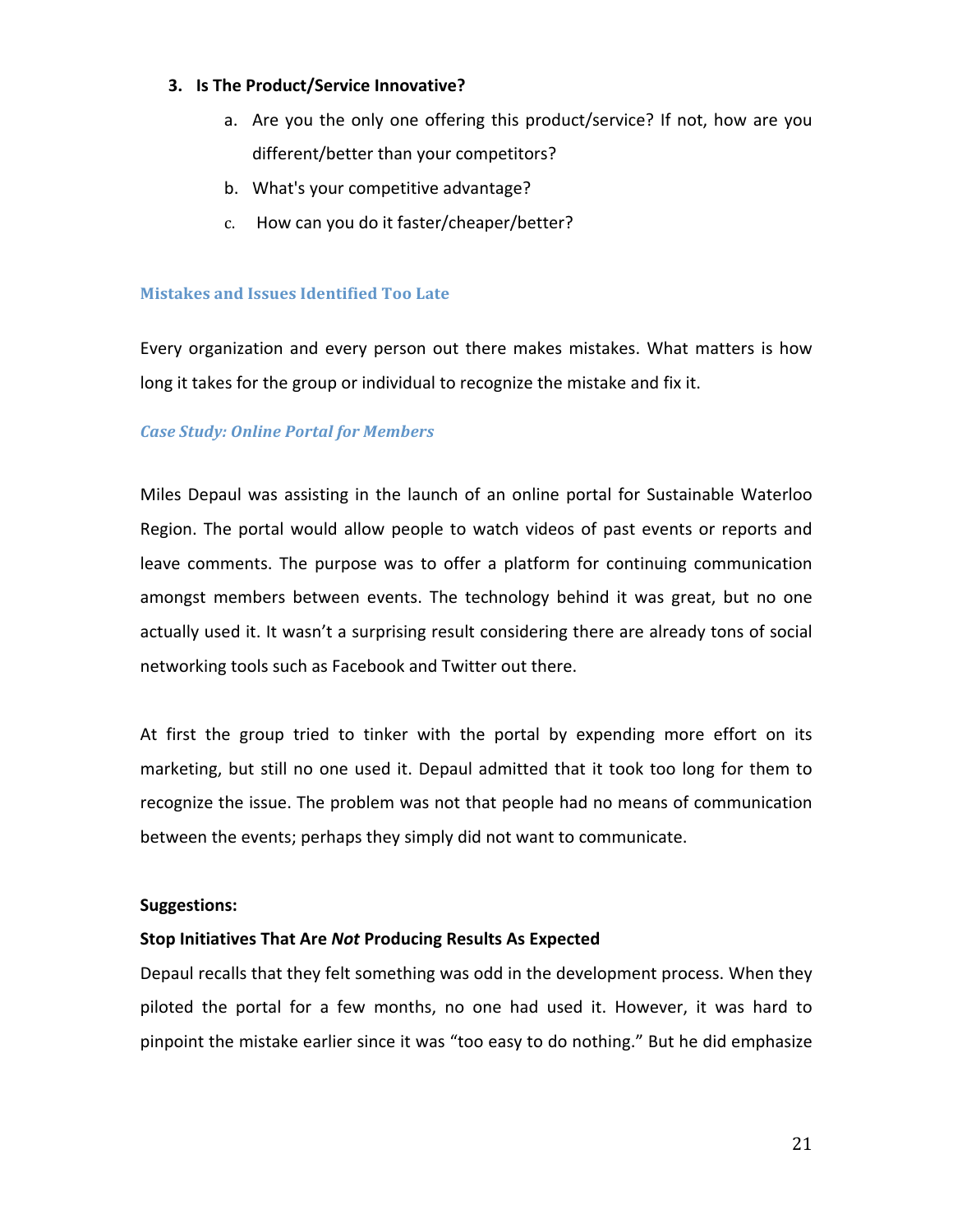3. **Is The Product/Service Innovative?**
    a. Are you the only one offering this product/service? If not, how are you different/better than your competitors?
    b. What's your competitive advantage?
    c. How can you do it faster/cheaper/better?

## Mistakes and Issues Identified Too Late

Every organization and every person out there makes mistakes. What matters is how long it takes for the group or individual to recognize the mistake and fix it.

### *Case Study: Online Portal for Members*

Miles Depaul was assisting in the launch of an online portal for Sustainable Waterloo Region. The portal would allow people to watch videos of past events or reports and leave comments. The purpose was to offer a platform for continuing communication amongst members between events. The technology behind it was great, but no one actually used it. It wasn't a surprising result considering there are already tons of social networking tools such as Facebook and Twitter out there.

At first the group tried to tinker with the portal by expending more effort on its marketing, but still no one used it. Depaul admitted that it took too long for them to recognize the issue. The problem was not that people had no means of communication between the events; perhaps they simply did not want to communicate.

**Suggestions:**

**Stop Initiatives That Are *Not* Producing Results As Expected**

Depaul recalls that they felt something was odd in the development process. When they piloted the portal for a few months, no one had used it. However, it was hard to pinpoint the mistake earlier since it was "too easy to do nothing." But he did emphasize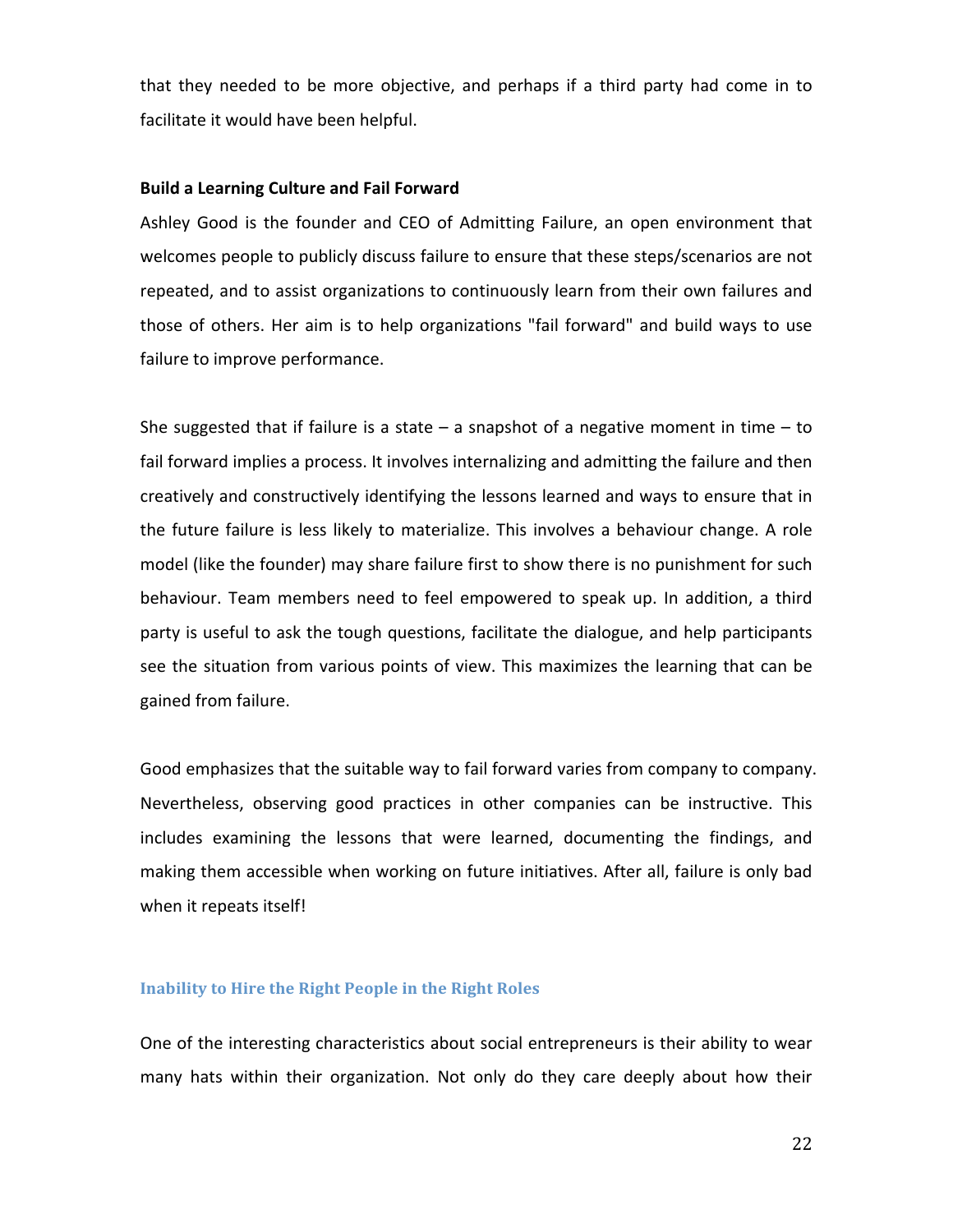that they needed to be more objective, and perhaps if a third party had come in to facilitate it would have been helpful.

**Build a Learning Culture and Fail Forward**

Ashley Good is the founder and CEO of Admitting Failure, an open environment that welcomes people to publicly discuss failure to ensure that these steps/scenarios are not repeated, and to assist organizations to continuously learn from their own failures and those of others. Her aim is to help organizations "fail forward" and build ways to use failure to improve performance.

She suggested that if failure is a state – a snapshot of a negative moment in time – to fail forward implies a process. It involves internalizing and admitting the failure and then creatively and constructively identifying the lessons learned and ways to ensure that in the future failure is less likely to materialize. This involves a behaviour change. A role model (like the founder) may share failure first to show there is no punishment for such behaviour. Team members need to feel empowered to speak up. In addition, a third party is useful to ask the tough questions, facilitate the dialogue, and help participants see the situation from various points of view. This maximizes the learning that can be gained from failure.

Good emphasizes that the suitable way to fail forward varies from company to company. Nevertheless, observing good practices in other companies can be instructive. This includes examining the lessons that were learned, documenting the findings, and making them accessible when working on future initiatives. After all, failure is only bad when it repeats itself!

## Inability to Hire the Right People in the Right Roles

One of the interesting characteristics about social entrepreneurs is their ability to wear many hats within their organization. Not only do they care deeply about how their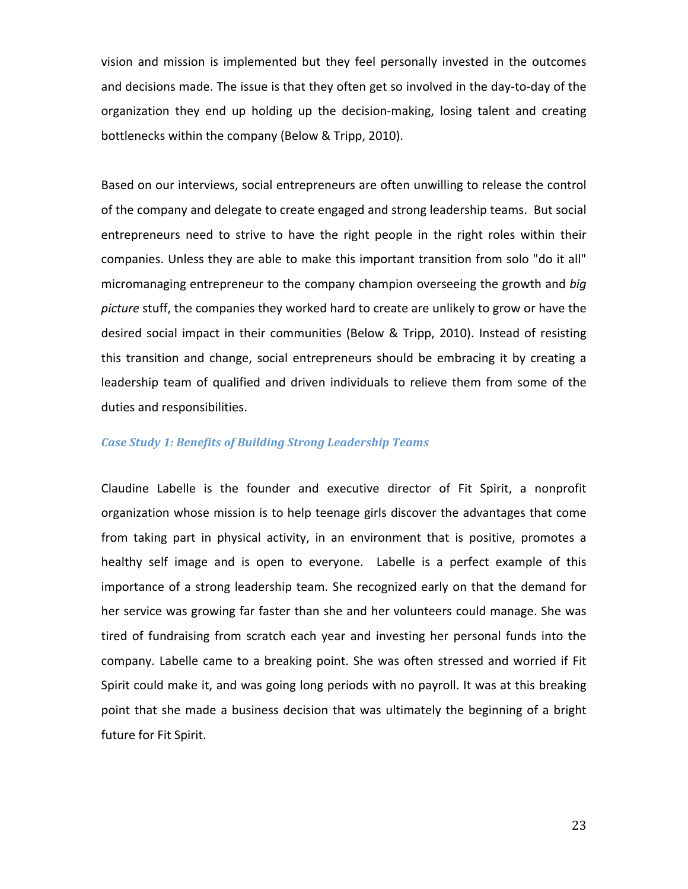vision and mission is implemented but they feel personally invested in the outcomes and decisions made. The issue is that they often get so involved in the day-to-day of the organization they end up holding up the decision-making, losing talent and creating bottlenecks within the company (Below & Tripp, 2010).

Based on our interviews, social entrepreneurs are often unwilling to release the control of the company and delegate to create engaged and strong leadership teams. But social entrepreneurs need to strive to have the right people in the right roles within their companies. Unless they are able to make this important transition from solo "do it all" micromanaging entrepreneur to the company champion overseeing the growth and *big picture* stuff, the companies they worked hard to create are unlikely to grow or have the desired social impact in their communities (Below & Tripp, 2010). Instead of resisting this transition and change, social entrepreneurs should be embracing it by creating a leadership team of qualified and driven individuals to relieve them from some of the duties and responsibilities.

### *Case Study 1: Benefits of Building Strong Leadership Teams*

Claudine Labelle is the founder and executive director of Fit Spirit, a nonprofit organization whose mission is to help teenage girls discover the advantages that come from taking part in physical activity, in an environment that is positive, promotes a healthy self image and is open to everyone. Labelle is a perfect example of this importance of a strong leadership team. She recognized early on that the demand for her service was growing far faster than she and her volunteers could manage. She was tired of fundraising from scratch each year and investing her personal funds into the company. Labelle came to a breaking point. She was often stressed and worried if Fit Spirit could make it, and was going long periods with no payroll. It was at this breaking point that she made a business decision that was ultimately the beginning of a bright future for Fit Spirit.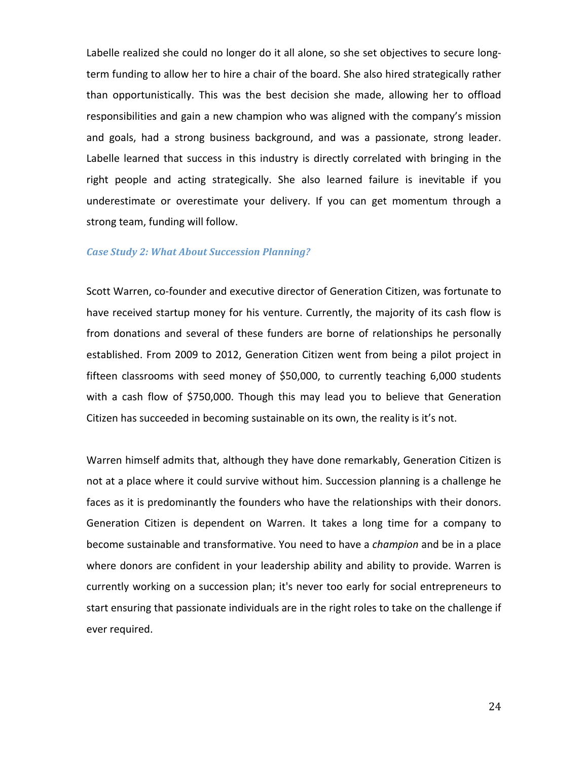Labelle realized she could no longer do it all alone, so she set objectives to secure long-term funding to allow her to hire a chair of the board. She also hired strategically rather than opportunistically. This was the best decision she made, allowing her to offload responsibilities and gain a new champion who was aligned with the company's mission and goals, had a strong business background, and was a passionate, strong leader. Labelle learned that success in this industry is directly correlated with bringing in the right people and acting strategically. She also learned failure is inevitable if you underestimate or overestimate your delivery. If you can get momentum through a strong team, funding will follow.

### *Case Study 2: What About Succession Planning?*

Scott Warren, co-founder and executive director of Generation Citizen, was fortunate to have received startup money for his venture. Currently, the majority of its cash flow is from donations and several of these funders are borne of relationships he personally established. From 2009 to 2012, Generation Citizen went from being a pilot project in fifteen classrooms with seed money of $50,000, to currently teaching 6,000 students with a cash flow of $750,000. Though this may lead you to believe that Generation Citizen has succeeded in becoming sustainable on its own, the reality is it's not.

Warren himself admits that, although they have done remarkably, Generation Citizen is not at a place where it could survive without him. Succession planning is a challenge he faces as it is predominantly the founders who have the relationships with their donors. Generation Citizen is dependent on Warren. It takes a long time for a company to become sustainable and transformative. You need to have a *champion* and be in a place where donors are confident in your leadership ability and ability to provide. Warren is currently working on a succession plan; it's never too early for social entrepreneurs to start ensuring that passionate individuals are in the right roles to take on the challenge if ever required.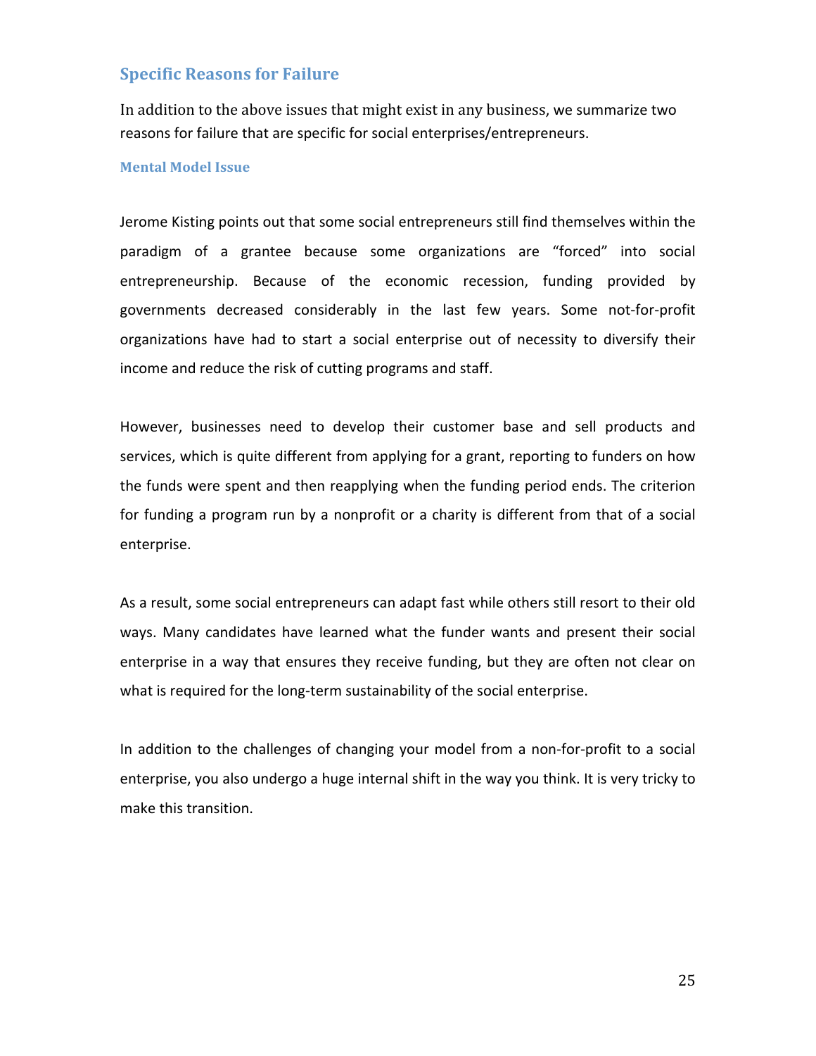## Specific Reasons for Failure

In addition to the above issues that might exist in any business, we summarize two reasons for failure that are specific for social enterprises/entrepreneurs.

### Mental Model Issue

Jerome Kisting points out that some social entrepreneurs still find themselves within the paradigm of a grantee because some organizations are “forced” into social entrepreneurship. Because of the economic recession, funding provided by governments decreased considerably in the last few years. Some not-for-profit organizations have had to start a social enterprise out of necessity to diversify their income and reduce the risk of cutting programs and staff.

However, businesses need to develop their customer base and sell products and services, which is quite different from applying for a grant, reporting to funders on how the funds were spent and then reapplying when the funding period ends. The criterion for funding a program run by a nonprofit or a charity is different from that of a social enterprise.

As a result, some social entrepreneurs can adapt fast while others still resort to their old ways. Many candidates have learned what the funder wants and present their social enterprise in a way that ensures they receive funding, but they are often not clear on what is required for the long-term sustainability of the social enterprise.

In addition to the challenges of changing your model from a non-for-profit to a social enterprise, you also undergo a huge internal shift in the way you think. It is very tricky to make this transition.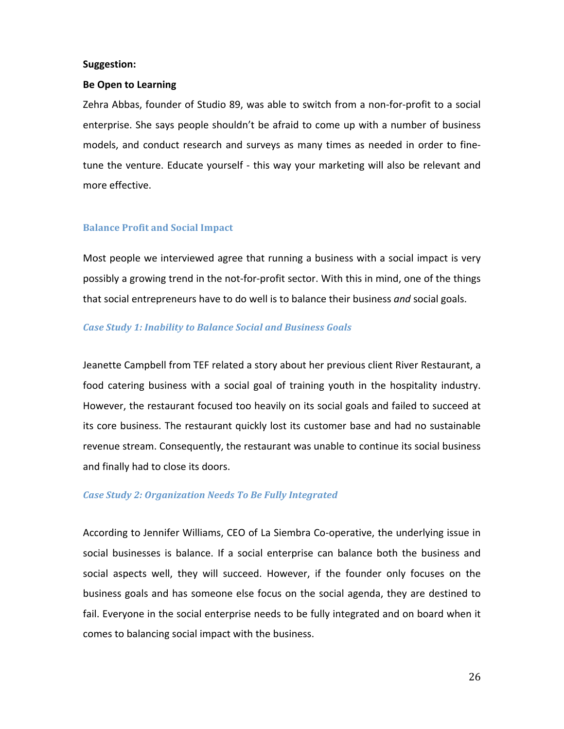**Suggestion:**

**Be Open to Learning**

Zehra Abbas, founder of Studio 89, was able to switch from a non-for-profit to a social enterprise. She says people shouldn't be afraid to come up with a number of business models, and conduct research and surveys as many times as needed in order to fine-tune the venture. Educate yourself - this way your marketing will also be relevant and more effective.

## Balance Profit and Social Impact

Most people we interviewed agree that running a business with a social impact is very possibly a growing trend in the not-for-profit sector. With this in mind, one of the things that social entrepreneurs have to do well is to balance their business *and* social goals.

### *Case Study 1: Inability to Balance Social and Business Goals*

Jeanette Campbell from TEF related a story about her previous client River Restaurant, a food catering business with a social goal of training youth in the hospitality industry. However, the restaurant focused too heavily on its social goals and failed to succeed at its core business. The restaurant quickly lost its customer base and had no sustainable revenue stream. Consequently, the restaurant was unable to continue its social business and finally had to close its doors.

### *Case Study 2: Organization Needs To Be Fully Integrated*

According to Jennifer Williams, CEO of La Siembra Co-operative, the underlying issue in social businesses is balance. If a social enterprise can balance both the business and social aspects well, they will succeed. However, if the founder only focuses on the business goals and has someone else focus on the social agenda, they are destined to fail. Everyone in the social enterprise needs to be fully integrated and on board when it comes to balancing social impact with the business.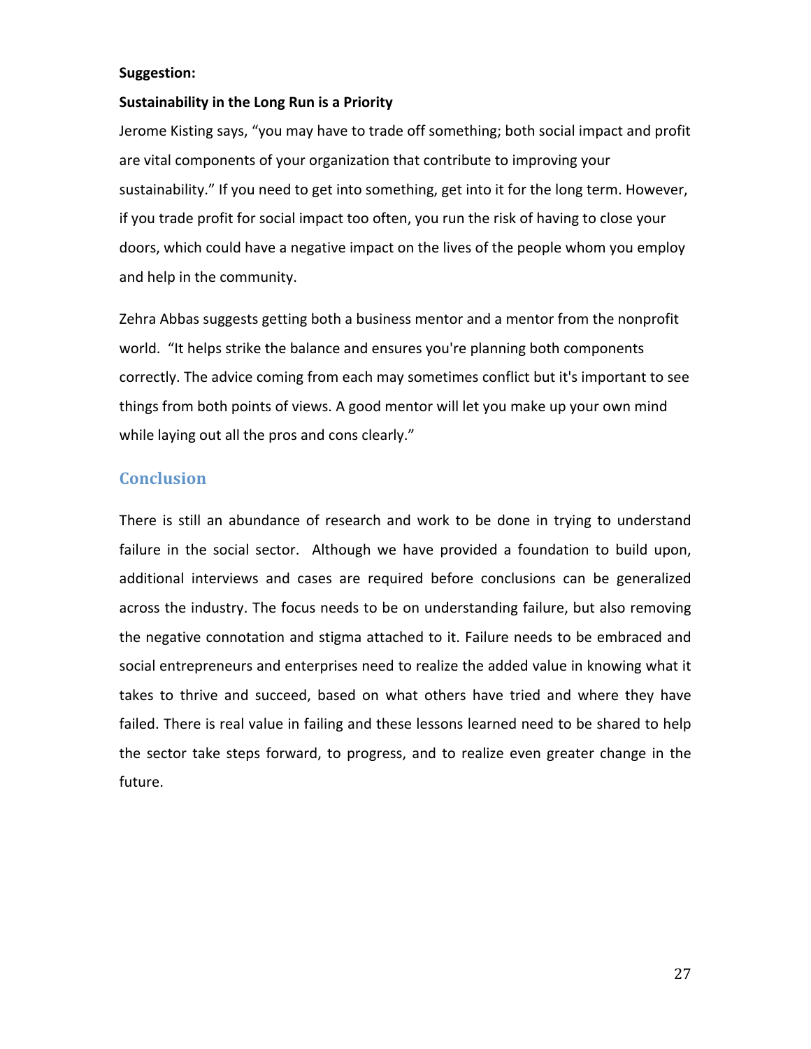**Suggestion:**

**Sustainability in the Long Run is a Priority**

Jerome Kisting says, "you may have to trade off something; both social impact and profit are vital components of your organization that contribute to improving your sustainability." If you need to get into something, get into it for the long term. However, if you trade profit for social impact too often, you run the risk of having to close your doors, which could have a negative impact on the lives of the people whom you employ and help in the community.

Zehra Abbas suggests getting both a business mentor and a mentor from the nonprofit world. "It helps strike the balance and ensures you're planning both components correctly. The advice coming from each may sometimes conflict but it's important to see things from both points of views. A good mentor will let you make up your own mind while laying out all the pros and cons clearly."

## Conclusion

There is still an abundance of research and work to be done in trying to understand failure in the social sector. Although we have provided a foundation to build upon, additional interviews and cases are required before conclusions can be generalized across the industry. The focus needs to be on understanding failure, but also removing the negative connotation and stigma attached to it. Failure needs to be embraced and social entrepreneurs and enterprises need to realize the added value in knowing what it takes to thrive and succeed, based on what others have tried and where they have failed. There is real value in failing and these lessons learned need to be shared to help the sector take steps forward, to progress, and to realize even greater change in the future.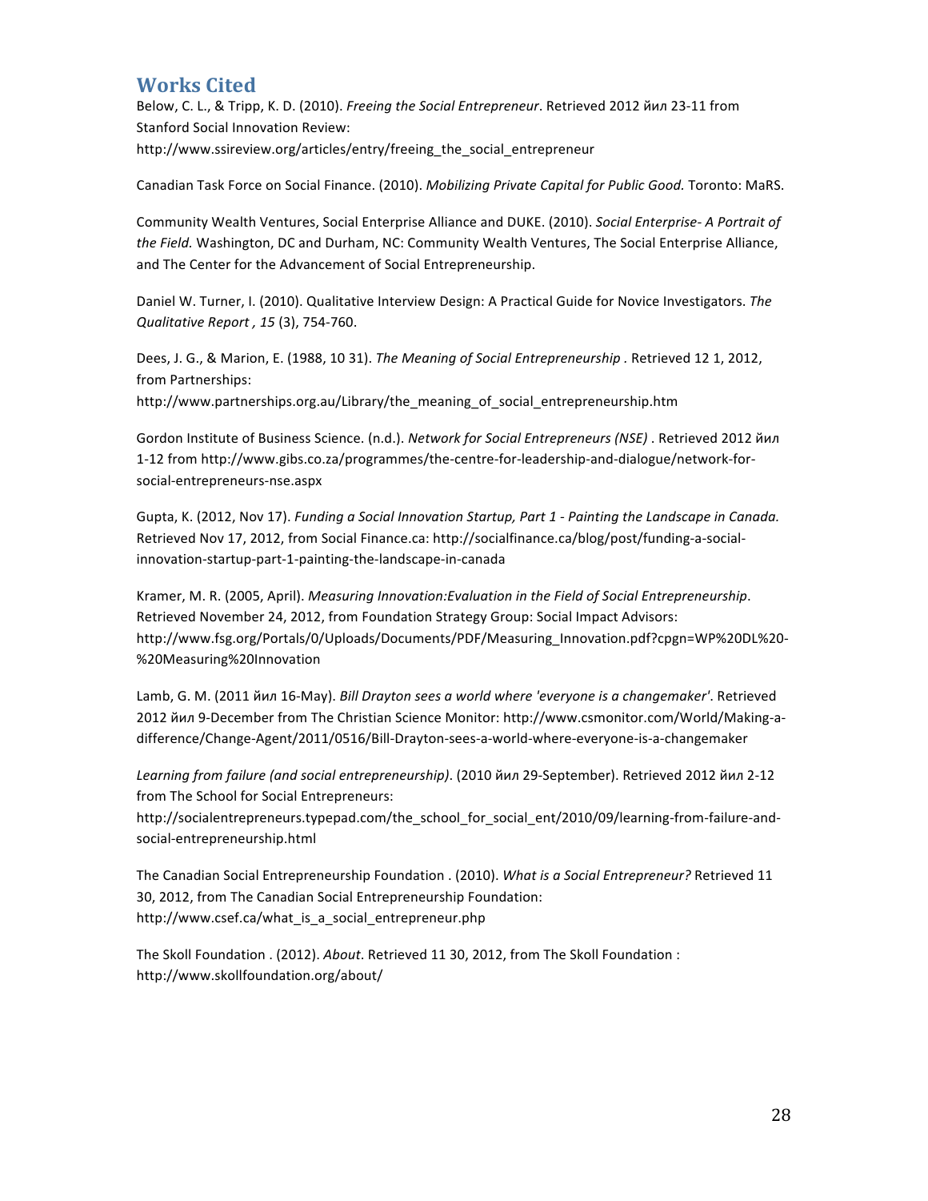## Works Cited

Below, C. L., & Tripp, K. D. (2010). *Freeing the Social Entrepreneur*. Retrieved 2012 йил 23-11 from Stanford Social Innovation Review: http://www.ssireview.org/articles/entry/freeing_the_social_entrepreneur

Canadian Task Force on Social Finance. (2010). *Mobilizing Private Capital for Public Good.* Toronto: MaRS.

Community Wealth Ventures, Social Enterprise Alliance and DUKE. (2010). *Social Enterprise- A Portrait of the Field.* Washington, DC and Durham, NC: Community Wealth Ventures, The Social Enterprise Alliance, and The Center for the Advancement of Social Entrepreneurship.

Daniel W. Turner, I. (2010). Qualitative Interview Design: A Practical Guide for Novice Investigators. *The Qualitative Report , 15* (3), 754-760.

Dees, J. G., & Marion, E. (1988, 10 31). *The Meaning of Social Entrepreneurship* . Retrieved 12 1, 2012, from Partnerships: http://www.partnerships.org.au/Library/the_meaning_of_social_entrepreneurship.htm

Gordon Institute of Business Science. (n.d.). *Network for Social Entrepreneurs (NSE)* . Retrieved 2012 йил 1-12 from http://www.gibs.co.za/programmes/the-centre-for-leadership-and-dialogue/network-for-social-entrepreneurs-nse.aspx

Gupta, K. (2012, Nov 17). *Funding a Social Innovation Startup, Part 1 - Painting the Landscape in Canada.* Retrieved Nov 17, 2012, from Social Finance.ca: http://socialfinance.ca/blog/post/funding-a-social-innovation-startup-part-1-painting-the-landscape-in-canada

Kramer, M. R. (2005, April). *Measuring Innovation:Evaluation in the Field of Social Entrepreneurship*. Retrieved November 24, 2012, from Foundation Strategy Group: Social Impact Advisors: http://www.fsg.org/Portals/0/Uploads/Documents/PDF/Measuring_Innovation.pdf?cpgn=WP%20DL%20-%20Measuring%20Innovation

Lamb, G. M. (2011 йил 16-May). *Bill Drayton sees a world where 'everyone is a changemaker'*. Retrieved 2012 йил 9-December from The Christian Science Monitor: http://www.csmonitor.com/World/Making-a-difference/Change-Agent/2011/0516/Bill-Drayton-sees-a-world-where-everyone-is-a-changemaker

*Learning from failure (and social entrepreneurship)*. (2010 йил 29-September). Retrieved 2012 йил 2-12 from The School for Social Entrepreneurs: http://socialentrepreneurs.typepad.com/the_school_for_social_ent/2010/09/learning-from-failure-and-social-entrepreneurship.html

The Canadian Social Entrepreneurship Foundation . (2010). *What is a Social Entrepreneur?* Retrieved 11 30, 2012, from The Canadian Social Entrepreneurship Foundation: http://www.csef.ca/what_is_a_social_entrepreneur.php

The Skoll Foundation . (2012). *About*. Retrieved 11 30, 2012, from The Skoll Foundation : http://www.skollfoundation.org/about/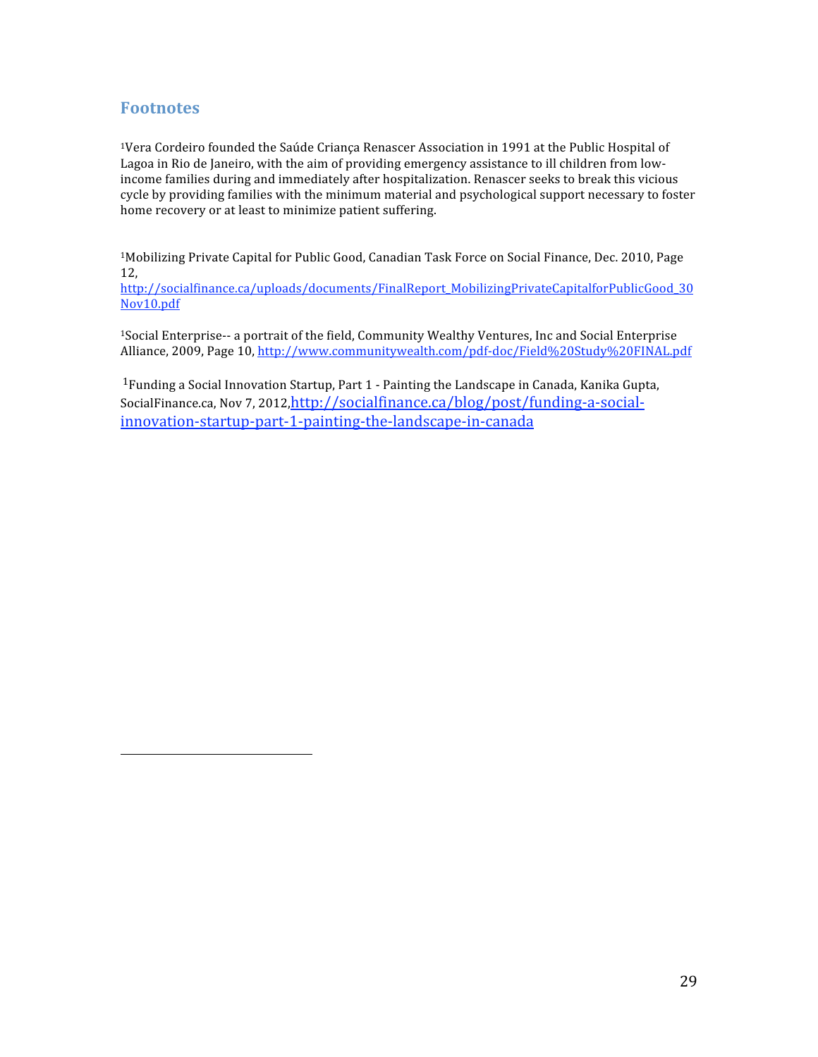## Footnotes

[1]Vera Cordeiro founded the Saúde Criança Renascer Association in 1991 at the Public Hospital of Lagoa in Rio de Janeiro, with the aim of providing emergency assistance to ill children from low-income families during and immediately after hospitalization. Renascer seeks to break this vicious cycle by providing families with the minimum material and psychological support necessary to foster home recovery or at least to minimize patient suffering.

[1]Mobilizing Private Capital for Public Good, Canadian Task Force on Social Finance, Dec. 2010, Page 12, http://socialfinance.ca/uploads/documents/FinalReport_MobilizingPrivateCapitalforPublicGood_30Nov10.pdf

[1]Social Enterprise-- a portrait of the field, Community Wealthy Ventures, Inc and Social Enterprise Alliance, 2009, Page 10, http://www.communitywealth.com/pdf-doc/Field%20Study%20FINAL.pdf

[1]Funding a Social Innovation Startup, Part 1 - Painting the Landscape in Canada, Kanika Gupta, SocialFinance.ca, Nov 7, 2012,http://socialfinance.ca/blog/post/funding-a-social-innovation-startup-part-1-painting-the-landscape-in-canada